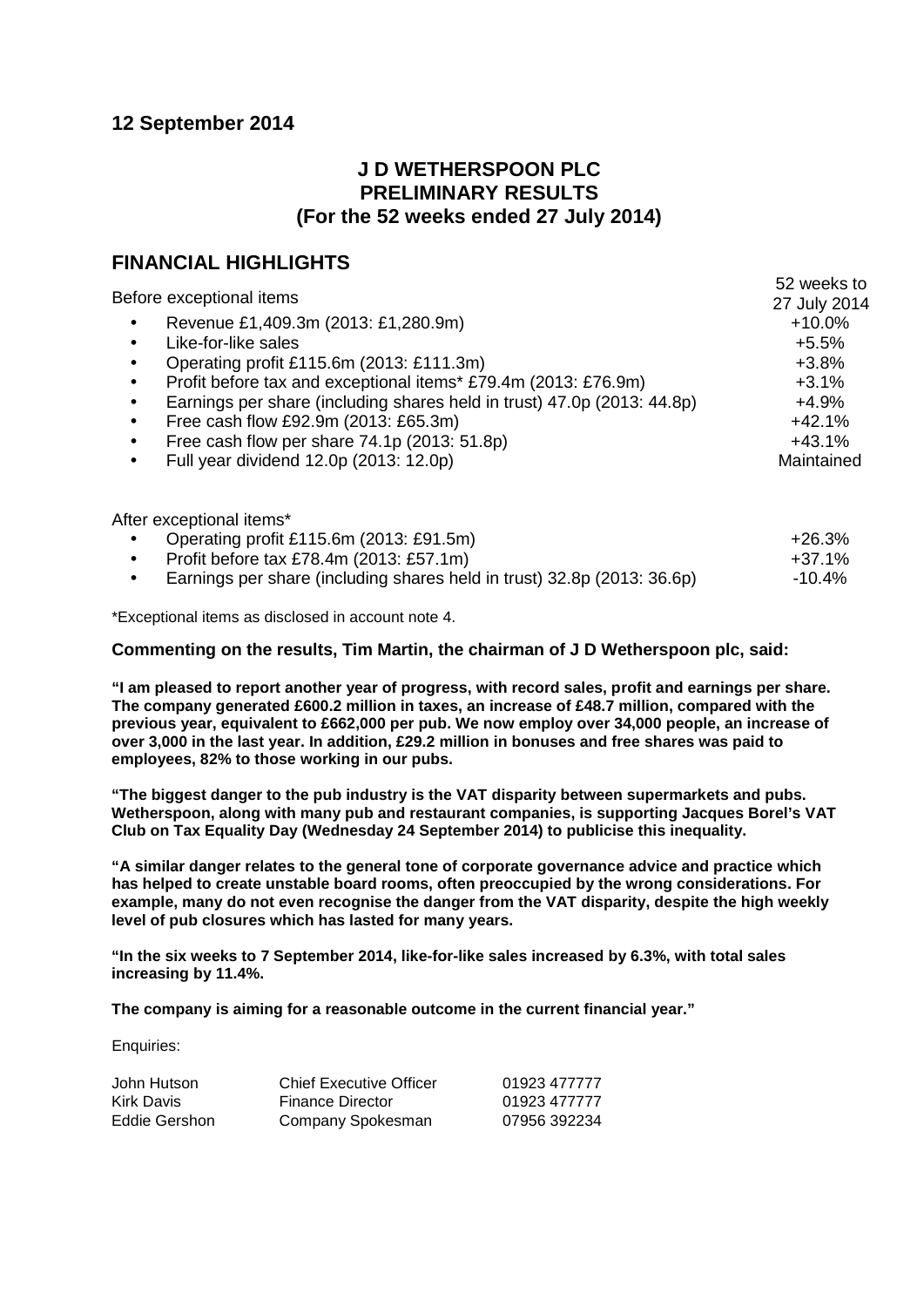**12 September 2014**

# J D WETHERSPOON PLC
# PRELIMINARY RESULTS
# (For the 52 weeks ended 27 July 2014)

## FINANCIAL HIGHLIGHTS

| Before exceptional items | 52 weeks to 27 July 2014 |
|---|---|
| • Revenue £1,409.3m (2013: £1,280.9m) | +10.0% |
| • Like-for-like sales | +5.5% |
| • Operating profit £115.6m (2013: £111.3m) | +3.8% |
| • Profit before tax and exceptional items* £79.4m (2013: £76.9m) | +3.1% |
| • Earnings per share (including shares held in trust) 47.0p (2013: 44.8p) | +4.9% |
| • Free cash flow £92.9m (2013: £65.3m) | +42.1% |
| • Free cash flow per share 74.1p (2013: 51.8p) | +43.1% |
| • Full year dividend 12.0p (2013: 12.0p) | Maintained |

| After exceptional items* | |
|---|---|
| • Operating profit £115.6m (2013: £91.5m) | +26.3% |
| • Profit before tax £78.4m (2013: £57.1m) | +37.1% |
| • Earnings per share (including shares held in trust) 32.8p (2013: 36.6p) | -10.4% |

*Exceptional items as disclosed in account note 4.

**Commenting on the results, Tim Martin, the chairman of J D Wetherspoon plc, said:**

**"I am pleased to report another year of progress, with record sales, profit and earnings per share. The company generated £600.2 million in taxes, an increase of £48.7 million, compared with the previous year, equivalent to £662,000 per pub. We now employ over 34,000 people, an increase of over 3,000 in the last year. In addition, £29.2 million in bonuses and free shares was paid to employees, 82% to those working in our pubs.**

**"The biggest danger to the pub industry is the VAT disparity between supermarkets and pubs. Wetherspoon, along with many pub and restaurant companies, is supporting Jacques Borel's VAT Club on Tax Equality Day (Wednesday 24 September 2014) to publicise this inequality.**

**"A similar danger relates to the general tone of corporate governance advice and practice which has helped to create unstable board rooms, often preoccupied by the wrong considerations. For example, many do not even recognise the danger from the VAT disparity, despite the high weekly level of pub closures which has lasted for many years.**

**"In the six weeks to 7 September 2014, like-for-like sales increased by 6.3%, with total sales increasing by 11.4%.**

**The company is aiming for a reasonable outcome in the current financial year."**

Enquiries:

| | | |
|---|---|---|
| John Hutson | Chief Executive Officer | 01923 477777 |
| Kirk Davis | Finance Director | 01923 477777 |
| Eddie Gershon | Company Spokesman | 07956 392234 |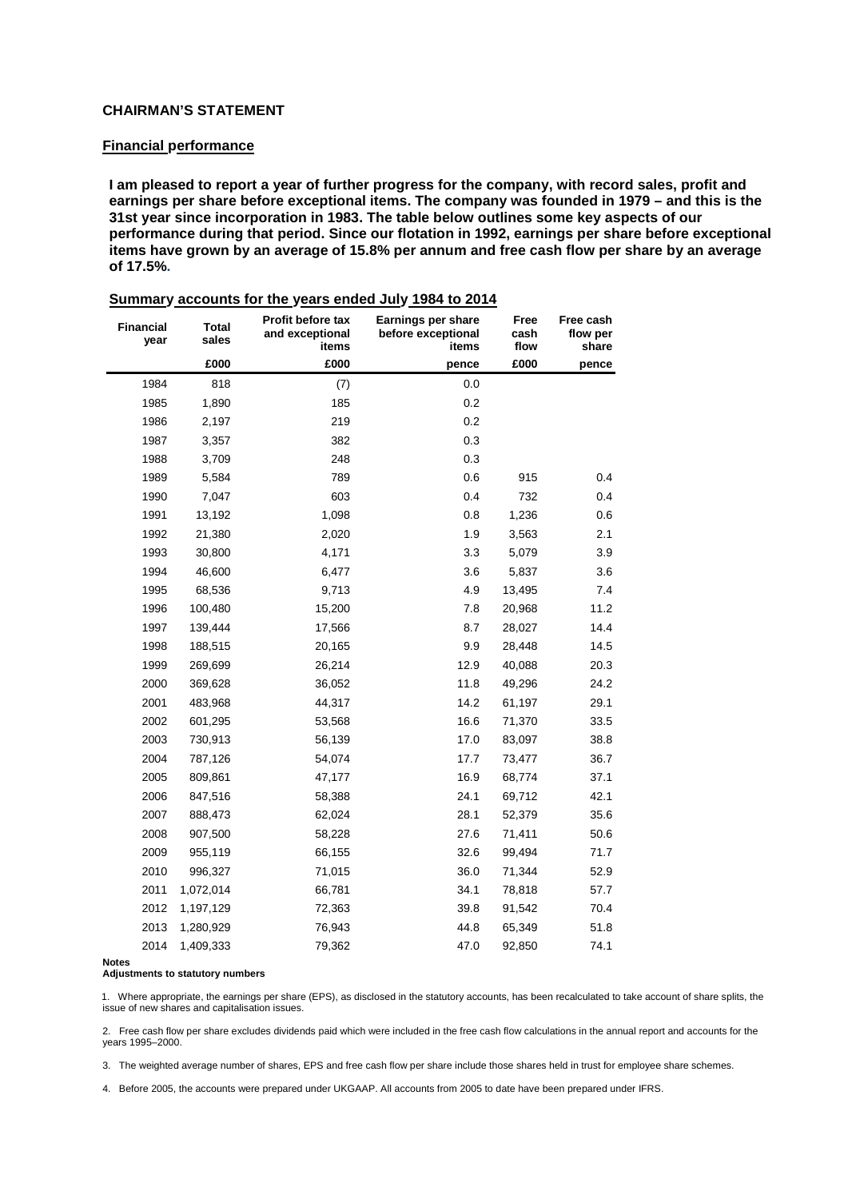## CHAIRMAN'S STATEMENT

### Financial performance

**I am pleased to report a year of further progress for the company, with record sales, profit and earnings per share before exceptional items. The company was founded in 1979 – and this is the 31st year since incorporation in 1983. The table below outlines some key aspects of our performance during that period. Since our flotation in 1992, earnings per share before exceptional items have grown by an average of 15.8% per annum and free cash flow per share by an average of 17.5%.**

### Summary accounts for the years ended July 1984 to 2014

| Financial year | Total sales | Profit before tax and exceptional items | Earnings per share before exceptional items | Free cash flow | Free cash flow per share |
|---|---|---|---|---|---|
| | £000 | £000 | pence | £000 | pence |
| 1984 | 818 | (7) | 0.0 | | |
| 1985 | 1,890 | 185 | 0.2 | | |
| 1986 | 2,197 | 219 | 0.2 | | |
| 1987 | 3,357 | 382 | 0.3 | | |
| 1988 | 3,709 | 248 | 0.3 | | |
| 1989 | 5,584 | 789 | 0.6 | 915 | 0.4 |
| 1990 | 7,047 | 603 | 0.4 | 732 | 0.4 |
| 1991 | 13,192 | 1,098 | 0.8 | 1,236 | 0.6 |
| 1992 | 21,380 | 2,020 | 1.9 | 3,563 | 2.1 |
| 1993 | 30,800 | 4,171 | 3.3 | 5,079 | 3.9 |
| 1994 | 46,600 | 6,477 | 3.6 | 5,837 | 3.6 |
| 1995 | 68,536 | 9,713 | 4.9 | 13,495 | 7.4 |
| 1996 | 100,480 | 15,200 | 7.8 | 20,968 | 11.2 |
| 1997 | 139,444 | 17,566 | 8.7 | 28,027 | 14.4 |
| 1998 | 188,515 | 20,165 | 9.9 | 28,448 | 14.5 |
| 1999 | 269,699 | 26,214 | 12.9 | 40,088 | 20.3 |
| 2000 | 369,628 | 36,052 | 11.8 | 49,296 | 24.2 |
| 2001 | 483,968 | 44,317 | 14.2 | 61,197 | 29.1 |
| 2002 | 601,295 | 53,568 | 16.6 | 71,370 | 33.5 |
| 2003 | 730,913 | 56,139 | 17.0 | 83,097 | 38.8 |
| 2004 | 787,126 | 54,074 | 17.7 | 73,477 | 36.7 |
| 2005 | 809,861 | 47,177 | 16.9 | 68,774 | 37.1 |
| 2006 | 847,516 | 58,388 | 24.1 | 69,712 | 42.1 |
| 2007 | 888,473 | 62,024 | 28.1 | 52,379 | 35.6 |
| 2008 | 907,500 | 58,228 | 27.6 | 71,411 | 50.6 |
| 2009 | 955,119 | 66,155 | 32.6 | 99,494 | 71.7 |
| 2010 | 996,327 | 71,015 | 36.0 | 71,344 | 52.9 |
| 2011 | 1,072,014 | 66,781 | 34.1 | 78,818 | 57.7 |
| 2012 | 1,197,129 | 72,363 | 39.8 | 91,542 | 70.4 |
| 2013 | 1,280,929 | 76,943 | 44.8 | 65,349 | 51.8 |
| 2014 | 1,409,333 | 79,362 | 47.0 | 92,850 | 74.1 |

**Notes**

**Adjustments to statutory numbers**

1. Where appropriate, the earnings per share (EPS), as disclosed in the statutory accounts, has been recalculated to take account of share splits, the issue of new shares and capitalisation issues.

2. Free cash flow per share excludes dividends paid which were included in the free cash flow calculations in the annual report and accounts for the years 1995–2000.

3. The weighted average number of shares, EPS and free cash flow per share include those shares held in trust for employee share schemes.

4. Before 2005, the accounts were prepared under UKGAAP. All accounts from 2005 to date have been prepared under IFRS.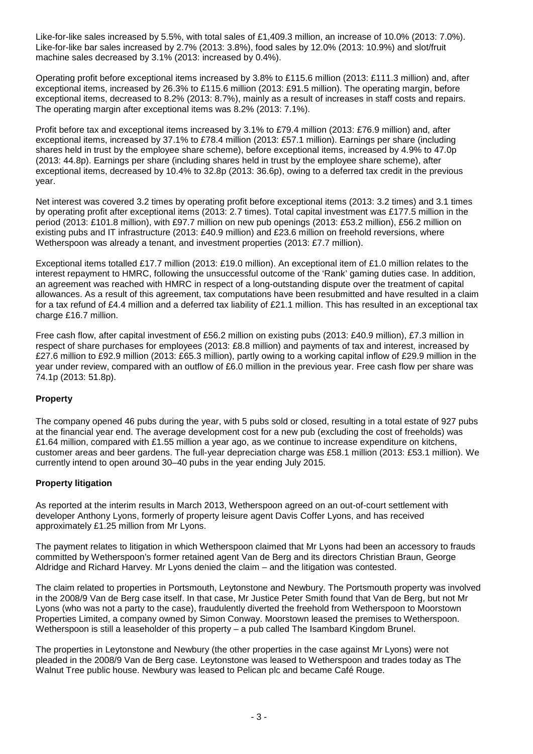Like-for-like sales increased by 5.5%, with total sales of £1,409.3 million, an increase of 10.0% (2013: 7.0%). Like-for-like bar sales increased by 2.7% (2013: 3.8%), food sales by 12.0% (2013: 10.9%) and slot/fruit machine sales decreased by 3.1% (2013: increased by 0.4%).

Operating profit before exceptional items increased by 3.8% to £115.6 million (2013: £111.3 million) and, after exceptional items, increased by 26.3% to £115.6 million (2013: £91.5 million). The operating margin, before exceptional items, decreased to 8.2% (2013: 8.7%), mainly as a result of increases in staff costs and repairs. The operating margin after exceptional items was 8.2% (2013: 7.1%).

Profit before tax and exceptional items increased by 3.1% to £79.4 million (2013: £76.9 million) and, after exceptional items, increased by 37.1% to £78.4 million (2013: £57.1 million). Earnings per share (including shares held in trust by the employee share scheme), before exceptional items, increased by 4.9% to 47.0p (2013: 44.8p). Earnings per share (including shares held in trust by the employee share scheme), after exceptional items, decreased by 10.4% to 32.8p (2013: 36.6p), owing to a deferred tax credit in the previous year.

Net interest was covered 3.2 times by operating profit before exceptional items (2013: 3.2 times) and 3.1 times by operating profit after exceptional items (2013: 2.7 times). Total capital investment was £177.5 million in the period (2013: £101.8 million), with £97.7 million on new pub openings (2013: £53.2 million), £56.2 million on existing pubs and IT infrastructure (2013: £40.9 million) and £23.6 million on freehold reversions, where Wetherspoon was already a tenant, and investment properties (2013: £7.7 million).

Exceptional items totalled £17.7 million (2013: £19.0 million). An exceptional item of £1.0 million relates to the interest repayment to HMRC, following the unsuccessful outcome of the 'Rank' gaming duties case. In addition, an agreement was reached with HMRC in respect of a long-outstanding dispute over the treatment of capital allowances. As a result of this agreement, tax computations have been resubmitted and have resulted in a claim for a tax refund of £4.4 million and a deferred tax liability of £21.1 million. This has resulted in an exceptional tax charge £16.7 million.

Free cash flow, after capital investment of £56.2 million on existing pubs (2013: £40.9 million), £7.3 million in respect of share purchases for employees (2013: £8.8 million) and payments of tax and interest, increased by £27.6 million to £92.9 million (2013: £65.3 million), partly owing to a working capital inflow of £29.9 million in the year under review, compared with an outflow of £6.0 million in the previous year. Free cash flow per share was 74.1p (2013: 51.8p).

**Property**

The company opened 46 pubs during the year, with 5 pubs sold or closed, resulting in a total estate of 927 pubs at the financial year end. The average development cost for a new pub (excluding the cost of freeholds) was £1.64 million, compared with £1.55 million a year ago, as we continue to increase expenditure on kitchens, customer areas and beer gardens. The full-year depreciation charge was £58.1 million (2013: £53.1 million). We currently intend to open around 30–40 pubs in the year ending July 2015.

**Property litigation**

As reported at the interim results in March 2013, Wetherspoon agreed on an out-of-court settlement with developer Anthony Lyons, formerly of property leisure agent Davis Coffer Lyons, and has received approximately £1.25 million from Mr Lyons.

The payment relates to litigation in which Wetherspoon claimed that Mr Lyons had been an accessory to frauds committed by Wetherspoon's former retained agent Van de Berg and its directors Christian Braun, George Aldridge and Richard Harvey. Mr Lyons denied the claim – and the litigation was contested.

The claim related to properties in Portsmouth, Leytonstone and Newbury. The Portsmouth property was involved in the 2008/9 Van de Berg case itself. In that case, Mr Justice Peter Smith found that Van de Berg, but not Mr Lyons (who was not a party to the case), fraudulently diverted the freehold from Wetherspoon to Moorstown Properties Limited, a company owned by Simon Conway. Moorstown leased the premises to Wetherspoon. Wetherspoon is still a leaseholder of this property – a pub called The Isambard Kingdom Brunel.

The properties in Leytonstone and Newbury (the other properties in the case against Mr Lyons) were not pleaded in the 2008/9 Van de Berg case. Leytonstone was leased to Wetherspoon and trades today as The Walnut Tree public house. Newbury was leased to Pelican plc and became Café Rouge.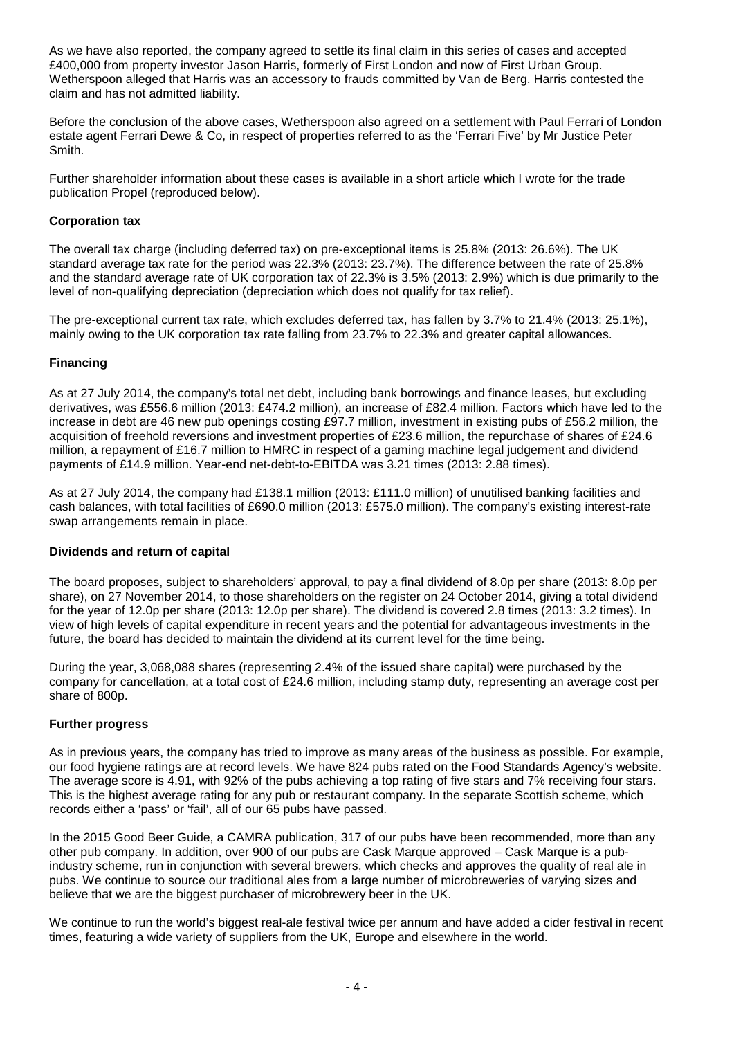As we have also reported, the company agreed to settle its final claim in this series of cases and accepted £400,000 from property investor Jason Harris, formerly of First London and now of First Urban Group. Wetherspoon alleged that Harris was an accessory to frauds committed by Van de Berg. Harris contested the claim and has not admitted liability.

Before the conclusion of the above cases, Wetherspoon also agreed on a settlement with Paul Ferrari of London estate agent Ferrari Dewe & Co, in respect of properties referred to as the 'Ferrari Five' by Mr Justice Peter Smith.

Further shareholder information about these cases is available in a short article which I wrote for the trade publication Propel (reproduced below).

**Corporation tax**

The overall tax charge (including deferred tax) on pre-exceptional items is 25.8% (2013: 26.6%). The UK standard average tax rate for the period was 22.3% (2013: 23.7%). The difference between the rate of 25.8% and the standard average rate of UK corporation tax of 22.3% is 3.5% (2013: 2.9%) which is due primarily to the level of non-qualifying depreciation (depreciation which does not qualify for tax relief).

The pre-exceptional current tax rate, which excludes deferred tax, has fallen by 3.7% to 21.4% (2013: 25.1%), mainly owing to the UK corporation tax rate falling from 23.7% to 22.3% and greater capital allowances.

**Financing**

As at 27 July 2014, the company's total net debt, including bank borrowings and finance leases, but excluding derivatives, was £556.6 million (2013: £474.2 million), an increase of £82.4 million. Factors which have led to the increase in debt are 46 new pub openings costing £97.7 million, investment in existing pubs of £56.2 million, the acquisition of freehold reversions and investment properties of £23.6 million, the repurchase of shares of £24.6 million, a repayment of £16.7 million to HMRC in respect of a gaming machine legal judgement and dividend payments of £14.9 million. Year-end net-debt-to-EBITDA was 3.21 times (2013: 2.88 times).

As at 27 July 2014, the company had £138.1 million (2013: £111.0 million) of unutilised banking facilities and cash balances, with total facilities of £690.0 million (2013: £575.0 million). The company's existing interest-rate swap arrangements remain in place.

**Dividends and return of capital**

The board proposes, subject to shareholders' approval, to pay a final dividend of 8.0p per share (2013: 8.0p per share), on 27 November 2014, to those shareholders on the register on 24 October 2014, giving a total dividend for the year of 12.0p per share (2013: 12.0p per share). The dividend is covered 2.8 times (2013: 3.2 times). In view of high levels of capital expenditure in recent years and the potential for advantageous investments in the future, the board has decided to maintain the dividend at its current level for the time being.

During the year, 3,068,088 shares (representing 2.4% of the issued share capital) were purchased by the company for cancellation, at a total cost of £24.6 million, including stamp duty, representing an average cost per share of 800p.

**Further progress**

As in previous years, the company has tried to improve as many areas of the business as possible. For example, our food hygiene ratings are at record levels. We have 824 pubs rated on the Food Standards Agency's website. The average score is 4.91, with 92% of the pubs achieving a top rating of five stars and 7% receiving four stars. This is the highest average rating for any pub or restaurant company. In the separate Scottish scheme, which records either a 'pass' or 'fail', all of our 65 pubs have passed.

In the 2015 Good Beer Guide, a CAMRA publication, 317 of our pubs have been recommended, more than any other pub company. In addition, over 900 of our pubs are Cask Marque approved – Cask Marque is a pub-industry scheme, run in conjunction with several brewers, which checks and approves the quality of real ale in pubs. We continue to source our traditional ales from a large number of microbreweries of varying sizes and believe that we are the biggest purchaser of microbrewery beer in the UK.

We continue to run the world's biggest real-ale festival twice per annum and have added a cider festival in recent times, featuring a wide variety of suppliers from the UK, Europe and elsewhere in the world.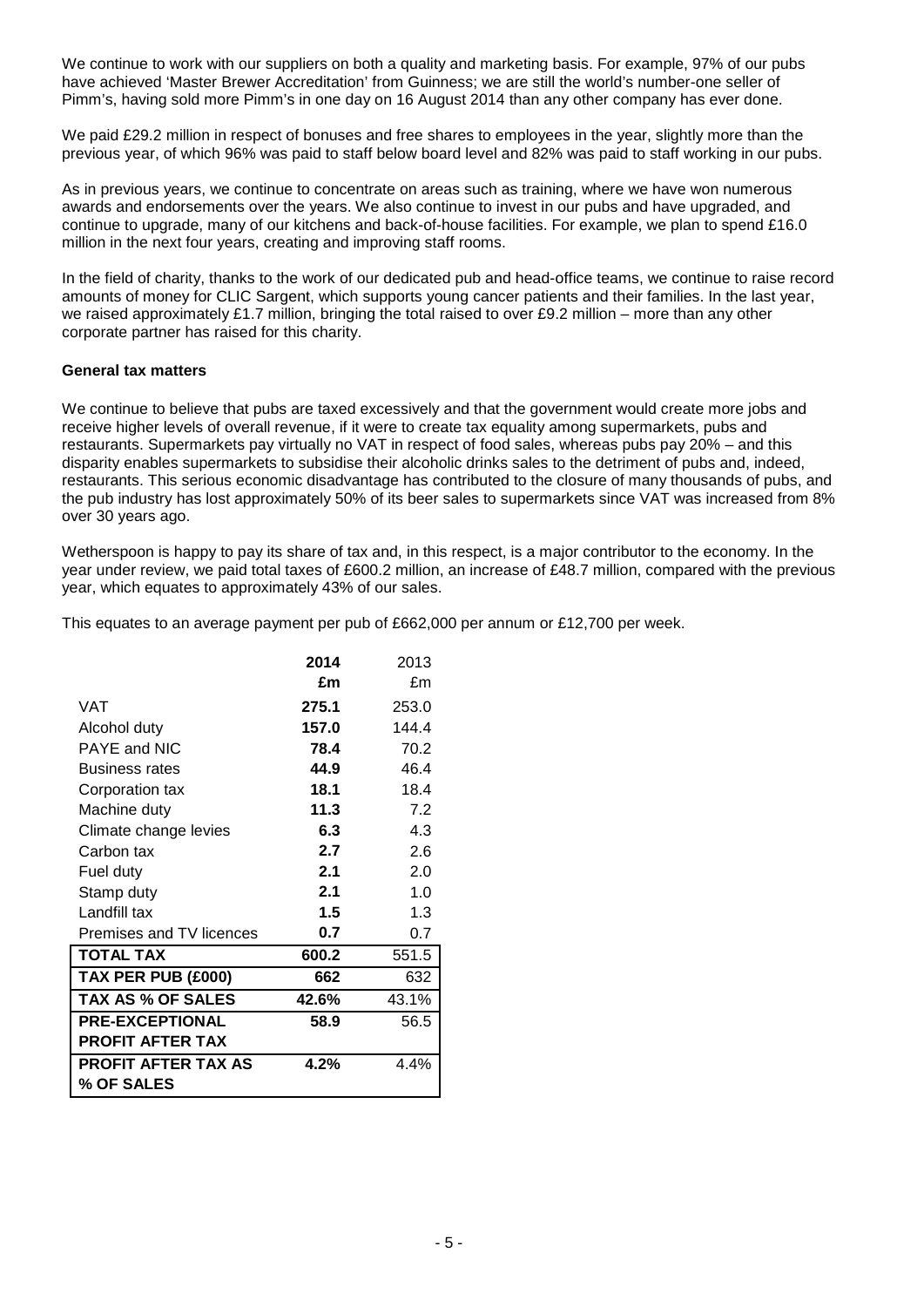We continue to work with our suppliers on both a quality and marketing basis. For example, 97% of our pubs have achieved 'Master Brewer Accreditation' from Guinness; we are still the world's number-one seller of Pimm's, having sold more Pimm's in one day on 16 August 2014 than any other company has ever done.

We paid £29.2 million in respect of bonuses and free shares to employees in the year, slightly more than the previous year, of which 96% was paid to staff below board level and 82% was paid to staff working in our pubs.

As in previous years, we continue to concentrate on areas such as training, where we have won numerous awards and endorsements over the years. We also continue to invest in our pubs and have upgraded, and continue to upgrade, many of our kitchens and back-of-house facilities. For example, we plan to spend £16.0 million in the next four years, creating and improving staff rooms.

In the field of charity, thanks to the work of our dedicated pub and head-office teams, we continue to raise record amounts of money for CLIC Sargent, which supports young cancer patients and their families. In the last year, we raised approximately £1.7 million, bringing the total raised to over £9.2 million – more than any other corporate partner has raised for this charity.

**General tax matters**

We continue to believe that pubs are taxed excessively and that the government would create more jobs and receive higher levels of overall revenue, if it were to create tax equality among supermarkets, pubs and restaurants. Supermarkets pay virtually no VAT in respect of food sales, whereas pubs pay 20% – and this disparity enables supermarkets to subsidise their alcoholic drinks sales to the detriment of pubs and, indeed, restaurants. This serious economic disadvantage has contributed to the closure of many thousands of pubs, and the pub industry has lost approximately 50% of its beer sales to supermarkets since VAT was increased from 8% over 30 years ago.

Wetherspoon is happy to pay its share of tax and, in this respect, is a major contributor to the economy. In the year under review, we paid total taxes of £600.2 million, an increase of £48.7 million, compared with the previous year, which equates to approximately 43% of our sales.

This equates to an average payment per pub of £662,000 per annum or £12,700 per week.

| | **2014** | 2013 |
|---|---|---|
| | **£m** | £m |
| VAT | **275.1** | 253.0 |
| Alcohol duty | **157.0** | 144.4 |
| PAYE and NIC | **78.4** | 70.2 |
| Business rates | **44.9** | 46.4 |
| Corporation tax | **18.1** | 18.4 |
| Machine duty | **11.3** | 7.2 |
| Climate change levies | **6.3** | 4.3 |
| Carbon tax | **2.7** | 2.6 |
| Fuel duty | **2.1** | 2.0 |
| Stamp duty | **2.1** | 1.0 |
| Landfill tax | **1.5** | 1.3 |
| Premises and TV licences | **0.7** | 0.7 |
| **TOTAL TAX** | **600.2** | 551.5 |
| **TAX PER PUB (£000)** | **662** | 632 |
| **TAX AS % OF SALES** | **42.6%** | 43.1% |
| **PRE-EXCEPTIONAL PROFIT AFTER TAX** | **58.9** | 56.5 |
| **PROFIT AFTER TAX AS % OF SALES** | **4.2%** | 4.4% |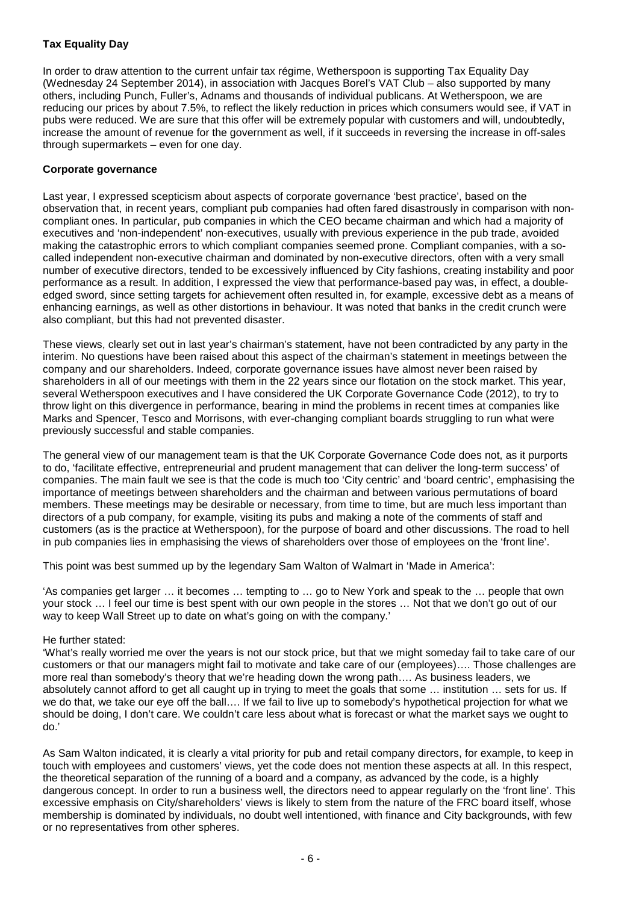**Tax Equality Day**

In order to draw attention to the current unfair tax régime, Wetherspoon is supporting Tax Equality Day (Wednesday 24 September 2014), in association with Jacques Borel's VAT Club – also supported by many others, including Punch, Fuller's, Adnams and thousands of individual publicans. At Wetherspoon, we are reducing our prices by about 7.5%, to reflect the likely reduction in prices which consumers would see, if VAT in pubs were reduced. We are sure that this offer will be extremely popular with customers and will, undoubtedly, increase the amount of revenue for the government as well, if it succeeds in reversing the increase in off-sales through supermarkets – even for one day.

**Corporate governance**

Last year, I expressed scepticism about aspects of corporate governance 'best practice', based on the observation that, in recent years, compliant pub companies had often fared disastrously in comparison with non-compliant ones. In particular, pub companies in which the CEO became chairman and which had a majority of executives and 'non-independent' non-executives, usually with previous experience in the pub trade, avoided making the catastrophic errors to which compliant companies seemed prone. Compliant companies, with a so-called independent non-executive chairman and dominated by non-executive directors, often with a very small number of executive directors, tended to be excessively influenced by City fashions, creating instability and poor performance as a result. In addition, I expressed the view that performance-based pay was, in effect, a double-edged sword, since setting targets for achievement often resulted in, for example, excessive debt as a means of enhancing earnings, as well as other distortions in behaviour. It was noted that banks in the credit crunch were also compliant, but this had not prevented disaster.

These views, clearly set out in last year's chairman's statement, have not been contradicted by any party in the interim. No questions have been raised about this aspect of the chairman's statement in meetings between the company and our shareholders. Indeed, corporate governance issues have almost never been raised by shareholders in all of our meetings with them in the 22 years since our flotation on the stock market. This year, several Wetherspoon executives and I have considered the UK Corporate Governance Code (2012), to try to throw light on this divergence in performance, bearing in mind the problems in recent times at companies like Marks and Spencer, Tesco and Morrisons, with ever-changing compliant boards struggling to run what were previously successful and stable companies.

The general view of our management team is that the UK Corporate Governance Code does not, as it purports to do, 'facilitate effective, entrepreneurial and prudent management that can deliver the long-term success' of companies. The main fault we see is that the code is much too 'City centric' and 'board centric', emphasising the importance of meetings between shareholders and the chairman and between various permutations of board members. These meetings may be desirable or necessary, from time to time, but are much less important than directors of a pub company, for example, visiting its pubs and making a note of the comments of staff and customers (as is the practice at Wetherspoon), for the purpose of board and other discussions. The road to hell in pub companies lies in emphasising the views of shareholders over those of employees on the 'front line'.

This point was best summed up by the legendary Sam Walton of Walmart in 'Made in America':

'As companies get larger … it becomes … tempting to … go to New York and speak to the … people that own your stock … I feel our time is best spent with our own people in the stores … Not that we don't go out of our way to keep Wall Street up to date on what's going on with the company.'

He further stated:
'What's really worried me over the years is not our stock price, but that we might someday fail to take care of our customers or that our managers might fail to motivate and take care of our (employees)…. Those challenges are more real than somebody's theory that we're heading down the wrong path…. As business leaders, we absolutely cannot afford to get all caught up in trying to meet the goals that some … institution … sets for us. If we do that, we take our eye off the ball…. If we fail to live up to somebody's hypothetical projection for what we should be doing, I don't care. We couldn't care less about what is forecast or what the market says we ought to do.'

As Sam Walton indicated, it is clearly a vital priority for pub and retail company directors, for example, to keep in touch with employees and customers' views, yet the code does not mention these aspects at all. In this respect, the theoretical separation of the running of a board and a company, as advanced by the code, is a highly dangerous concept. In order to run a business well, the directors need to appear regularly on the 'front line'. This excessive emphasis on City/shareholders' views is likely to stem from the nature of the FRC board itself, whose membership is dominated by individuals, no doubt well intentioned, with finance and City backgrounds, with few or no representatives from other spheres.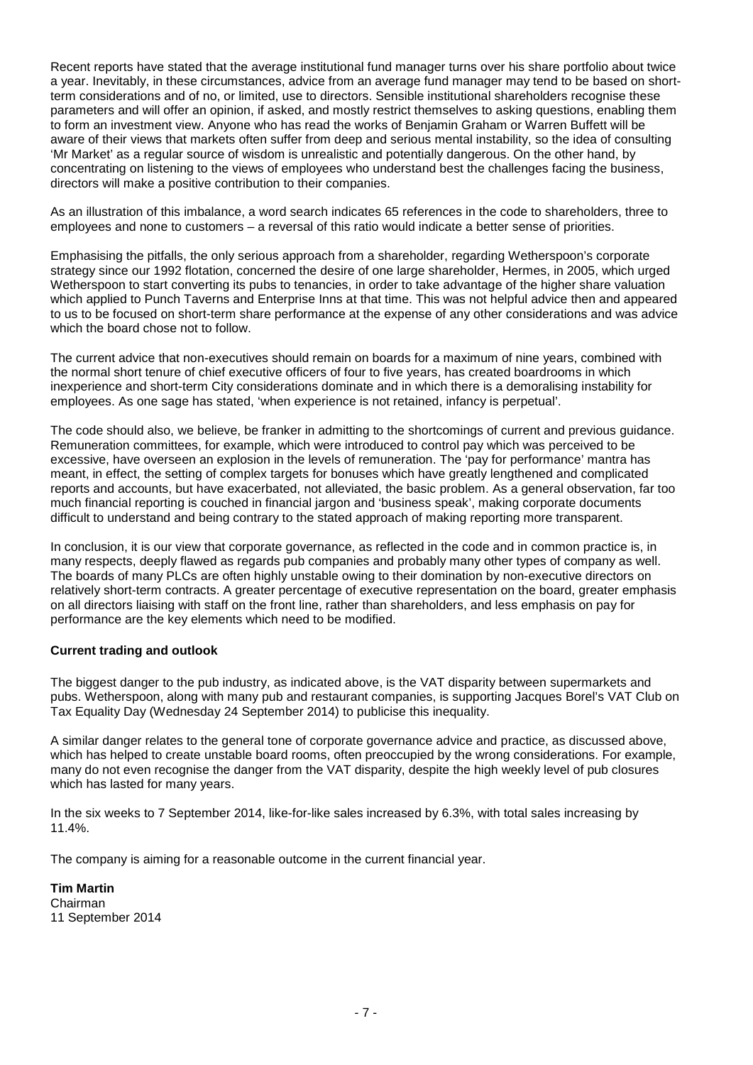Recent reports have stated that the average institutional fund manager turns over his share portfolio about twice a year. Inevitably, in these circumstances, advice from an average fund manager may tend to be based on short-term considerations and of no, or limited, use to directors. Sensible institutional shareholders recognise these parameters and will offer an opinion, if asked, and mostly restrict themselves to asking questions, enabling them to form an investment view. Anyone who has read the works of Benjamin Graham or Warren Buffett will be aware of their views that markets often suffer from deep and serious mental instability, so the idea of consulting 'Mr Market' as a regular source of wisdom is unrealistic and potentially dangerous. On the other hand, by concentrating on listening to the views of employees who understand best the challenges facing the business, directors will make a positive contribution to their companies.

As an illustration of this imbalance, a word search indicates 65 references in the code to shareholders, three to employees and none to customers – a reversal of this ratio would indicate a better sense of priorities.

Emphasising the pitfalls, the only serious approach from a shareholder, regarding Wetherspoon's corporate strategy since our 1992 flotation, concerned the desire of one large shareholder, Hermes, in 2005, which urged Wetherspoon to start converting its pubs to tenancies, in order to take advantage of the higher share valuation which applied to Punch Taverns and Enterprise Inns at that time. This was not helpful advice then and appeared to us to be focused on short-term share performance at the expense of any other considerations and was advice which the board chose not to follow.

The current advice that non-executives should remain on boards for a maximum of nine years, combined with the normal short tenure of chief executive officers of four to five years, has created boardrooms in which inexperience and short-term City considerations dominate and in which there is a demoralising instability for employees. As one sage has stated, 'when experience is not retained, infancy is perpetual'.

The code should also, we believe, be franker in admitting to the shortcomings of current and previous guidance. Remuneration committees, for example, which were introduced to control pay which was perceived to be excessive, have overseen an explosion in the levels of remuneration. The 'pay for performance' mantra has meant, in effect, the setting of complex targets for bonuses which have greatly lengthened and complicated reports and accounts, but have exacerbated, not alleviated, the basic problem. As a general observation, far too much financial reporting is couched in financial jargon and 'business speak', making corporate documents difficult to understand and being contrary to the stated approach of making reporting more transparent.

In conclusion, it is our view that corporate governance, as reflected in the code and in common practice is, in many respects, deeply flawed as regards pub companies and probably many other types of company as well. The boards of many PLCs are often highly unstable owing to their domination by non-executive directors on relatively short-term contracts. A greater percentage of executive representation on the board, greater emphasis on all directors liaising with staff on the front line, rather than shareholders, and less emphasis on pay for performance are the key elements which need to be modified.

**Current trading and outlook**

The biggest danger to the pub industry, as indicated above, is the VAT disparity between supermarkets and pubs. Wetherspoon, along with many pub and restaurant companies, is supporting Jacques Borel's VAT Club on Tax Equality Day (Wednesday 24 September 2014) to publicise this inequality.

A similar danger relates to the general tone of corporate governance advice and practice, as discussed above, which has helped to create unstable board rooms, often preoccupied by the wrong considerations. For example, many do not even recognise the danger from the VAT disparity, despite the high weekly level of pub closures which has lasted for many years.

In the six weeks to 7 September 2014, like-for-like sales increased by 6.3%, with total sales increasing by 11.4%.

The company is aiming for a reasonable outcome in the current financial year.

**Tim Martin**
Chairman
11 September 2014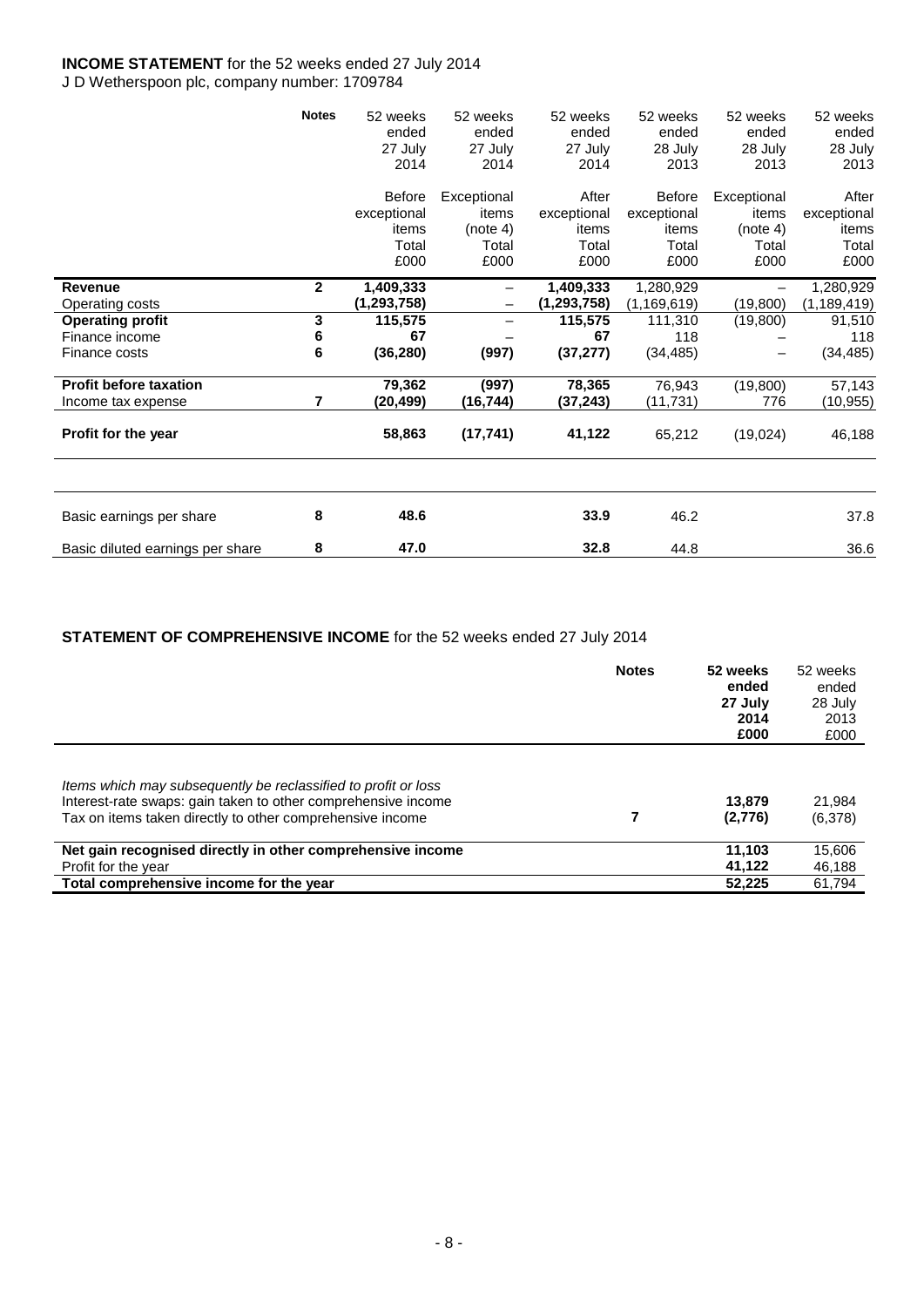**INCOME STATEMENT** for the 52 weeks ended 27 July 2014

J D Wetherspoon plc, company number: 1709784

| | Notes | 52 weeks ended 27 July 2014 Before exceptional items Total £000 | 52 weeks ended 27 July 2014 Exceptional items (note 4) Total £000 | 52 weeks ended 27 July 2014 After exceptional items Total £000 | 52 weeks ended 28 July 2013 Before exceptional items Total £000 | 52 weeks ended 28 July 2013 Exceptional items (note 4) Total £000 | 52 weeks ended 28 July 2013 After exceptional items Total £000 |
|---|---|---|---|---|---|---|---|
| **Revenue** | **2** | **1,409,333** | – | **1,409,333** | 1,280,929 | – | 1,280,929 |
| Operating costs | | **(1,293,758)** | – | **(1,293,758)** | (1,169,619) | (19,800) | (1,189,419) |
| **Operating profit** | **3** | **115,575** | – | **115,575** | 111,310 | (19,800) | 91,510 |
| Finance income | **6** | **67** | – | **67** | 118 | – | 118 |
| Finance costs | **6** | **(36,280)** | **(997)** | **(37,277)** | (34,485) | – | (34,485) |
| **Profit before taxation** | | **79,362** | **(997)** | **78,365** | 76,943 | (19,800) | 57,143 |
| Income tax expense | **7** | **(20,499)** | **(16,744)** | **(37,243)** | (11,731) | 776 | (10,955) |
| **Profit for the year** | | **58,863** | **(17,741)** | **41,122** | 65,212 | (19,024) | 46,188 |
| | | | | | | | |
| Basic earnings per share | **8** | **48.6** | | **33.9** | 46.2 | | 37.8 |
| Basic diluted earnings per share | **8** | **47.0** | | **32.8** | 44.8 | | 36.6 |

**STATEMENT OF COMPREHENSIVE INCOME** for the 52 weeks ended 27 July 2014

| | Notes | 52 weeks ended 27 July 2014 £000 | 52 weeks ended 28 July 2013 £000 |
|---|---|---|---|
| *Items which may subsequently be reclassified to profit or loss* | | | |
| Interest-rate swaps: gain taken to other comprehensive income | | **13,879** | 21,984 |
| Tax on items taken directly to other comprehensive income | **7** | **(2,776)** | (6,378) |
| **Net gain recognised directly in other comprehensive income** | | **11,103** | 15,606 |
| Profit for the year | | **41,122** | 46,188 |
| **Total comprehensive income for the year** | | **52,225** | 61,794 |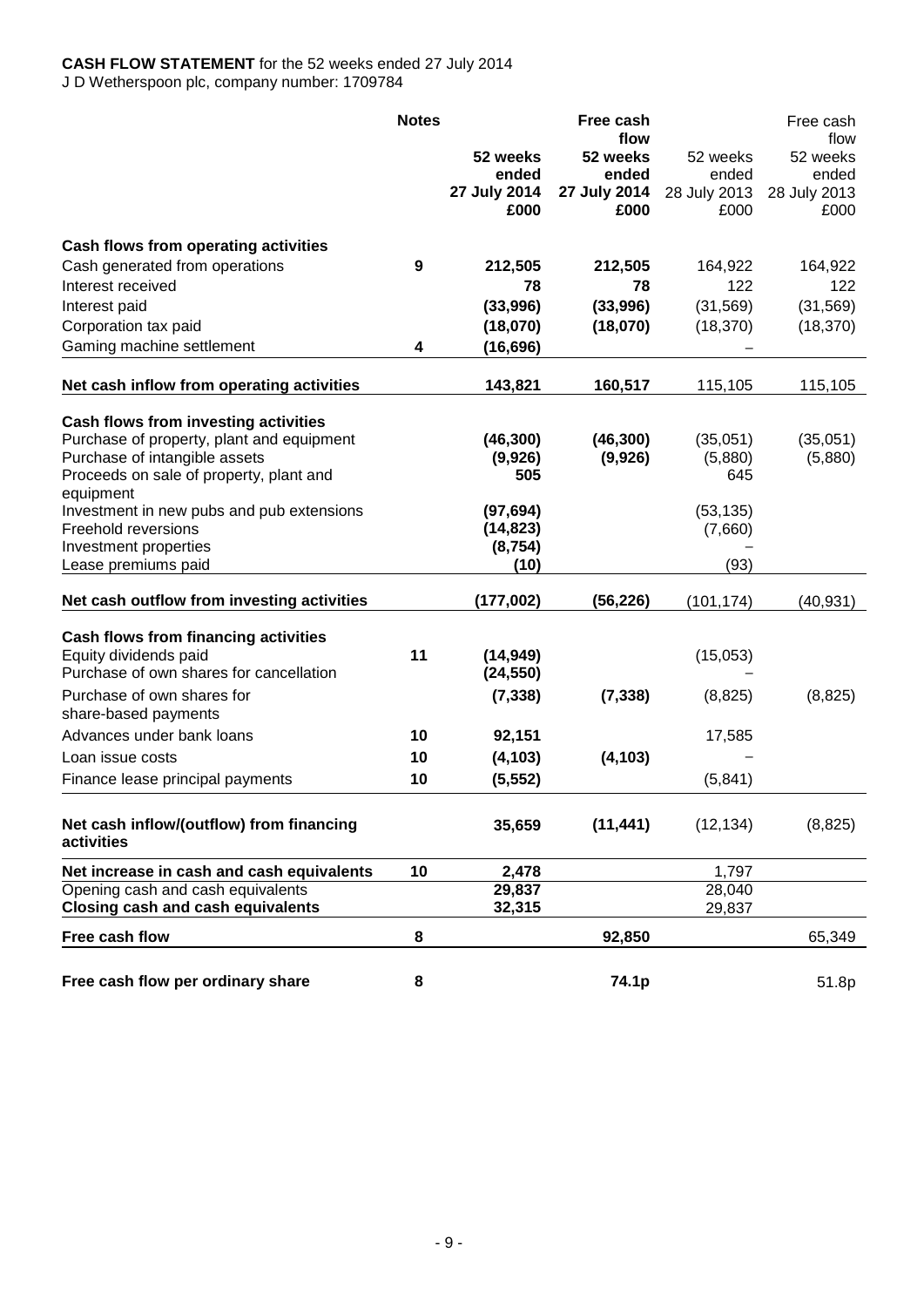**CASH FLOW STATEMENT** for the 52 weeks ended 27 July 2014
J D Wetherspoon plc, company number: 1709784

| | Notes | 52 weeks ended 27 July 2014 £000 | Free cash flow 52 weeks ended 27 July 2014 £000 | 52 weeks ended 28 July 2013 £000 | Free cash flow 52 weeks ended 28 July 2013 £000 |
|---|---|---|---|---|---|
| **Cash flows from operating activities** | | | | | |
| Cash generated from operations | 9 | 212,505 | 212,505 | 164,922 | 164,922 |
| Interest received | | 78 | 78 | 122 | 122 |
| Interest paid | | (33,996) | (33,996) | (31,569) | (31,569) |
| Corporation tax paid | | (18,070) | (18,070) | (18,370) | (18,370) |
| Gaming machine settlement | 4 | (16,696) | | – | |
| **Net cash inflow from operating activities** | | 143,821 | 160,517 | 115,105 | 115,105 |
| **Cash flows from investing activities** | | | | | |
| Purchase of property, plant and equipment | | (46,300) | (46,300) | (35,051) | (35,051) |
| Purchase of intangible assets | | (9,926) | (9,926) | (5,880) | (5,880) |
| Proceeds on sale of property, plant and equipment | | 505 | | 645 | |
| Investment in new pubs and pub extensions | | (97,694) | | (53,135) | |
| Freehold reversions | | (14,823) | | (7,660) | |
| Investment properties | | (8,754) | | – | |
| Lease premiums paid | | (10) | | (93) | |
| **Net cash outflow from investing activities** | | (177,002) | (56,226) | (101,174) | (40,931) |
| **Cash flows from financing activities** | | | | | |
| Equity dividends paid | 11 | (14,949) | | (15,053) | |
| Purchase of own shares for cancellation | | (24,550) | | – | |
| Purchase of own shares for share-based payments | | (7,338) | (7,338) | (8,825) | (8,825) |
| Advances under bank loans | 10 | 92,151 | | 17,585 | |
| Loan issue costs | 10 | (4,103) | (4,103) | – | |
| Finance lease principal payments | 10 | (5,552) | | (5,841) | |
| **Net cash inflow/(outflow) from financing activities** | | 35,659 | (11,441) | (12,134) | (8,825) |
| **Net increase in cash and cash equivalents** | 10 | 2,478 | | 1,797 | |
| Opening cash and cash equivalents | | 29,837 | | 28,040 | |
| **Closing cash and cash equivalents** | | 32,315 | | 29,837 | |
| **Free cash flow** | 8 | | 92,850 | | 65,349 |
| **Free cash flow per ordinary share** | 8 | | 74.1p | | 51.8p |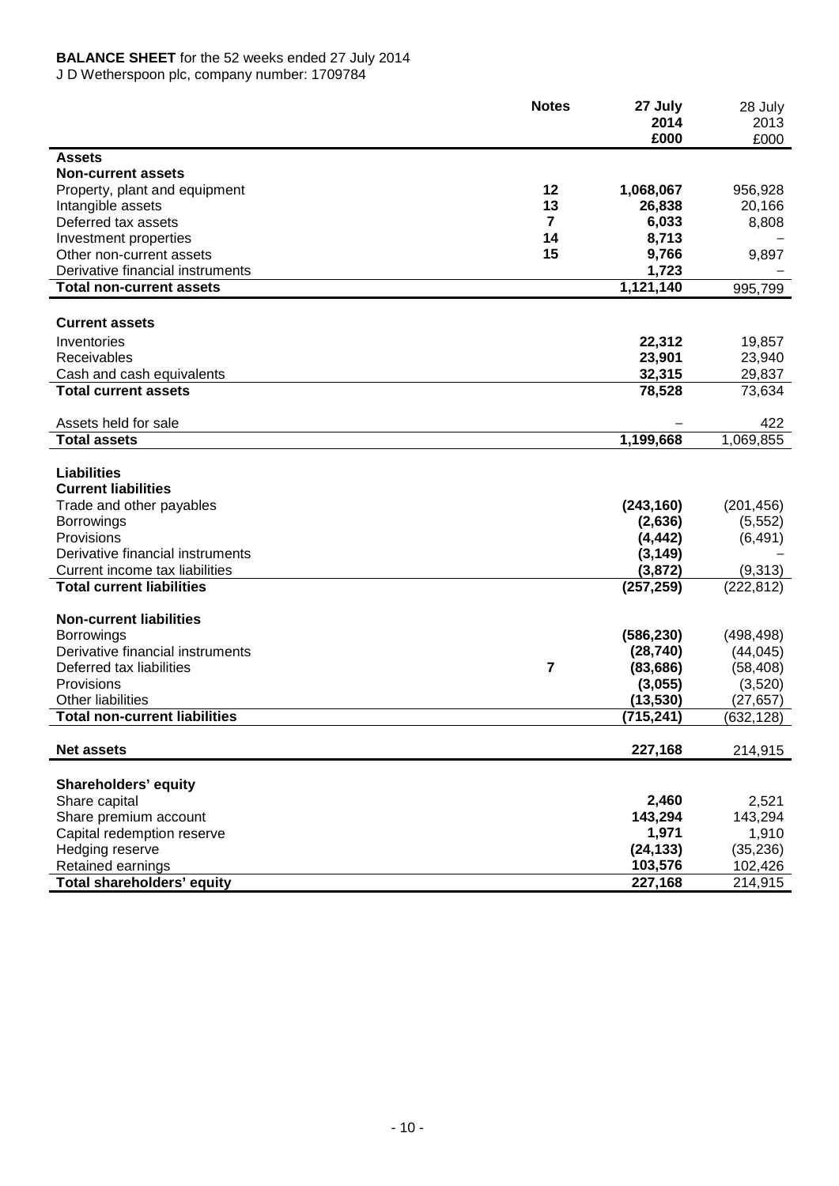**BALANCE SHEET** for the 52 weeks ended 27 July 2014

J D Wetherspoon plc, company number: 1709784

| | Notes | 27 July 2014 £000 | 28 July 2013 £000 |
|---|---|---|---|
| **Assets** | | | |
| **Non-current assets** | | | |
| Property, plant and equipment | **12** | **1,068,067** | 956,928 |
| Intangible assets | **13** | **26,838** | 20,166 |
| Deferred tax assets | **7** | **6,033** | 8,808 |
| Investment properties | **14** | **8,713** | – |
| Other non-current assets | **15** | **9,766** | 9,897 |
| Derivative financial instruments | | **1,723** | – |
| **Total non-current assets** | | **1,121,140** | 995,799 |
| | | | |
| **Current assets** | | | |
| Inventories | | **22,312** | 19,857 |
| Receivables | | **23,901** | 23,940 |
| Cash and cash equivalents | | **32,315** | 29,837 |
| **Total current assets** | | **78,528** | 73,634 |
| | | | |
| Assets held for sale | | – | 422 |
| **Total assets** | | **1,199,668** | 1,069,855 |
| | | | |
| **Liabilities** | | | |
| **Current liabilities** | | | |
| Trade and other payables | | **(243,160)** | (201,456) |
| Borrowings | | **(2,636)** | (5,552) |
| Provisions | | **(4,442)** | (6,491) |
| Derivative financial instruments | | **(3,149)** | – |
| Current income tax liabilities | | **(3,872)** | (9,313) |
| **Total current liabilities** | | **(257,259)** | (222,812) |
| | | | |
| **Non-current liabilities** | | | |
| Borrowings | | **(586,230)** | (498,498) |
| Derivative financial instruments | | **(28,740)** | (44,045) |
| Deferred tax liabilities | **7** | **(83,686)** | (58,408) |
| Provisions | | **(3,055)** | (3,520) |
| Other liabilities | | **(13,530)** | (27,657) |
| **Total non-current liabilities** | | **(715,241)** | (632,128) |
| | | | |
| **Net assets** | | **227,168** | 214,915 |
| | | | |
| **Shareholders' equity** | | | |
| Share capital | | **2,460** | 2,521 |
| Share premium account | | **143,294** | 143,294 |
| Capital redemption reserve | | **1,971** | 1,910 |
| Hedging reserve | | **(24,133)** | (35,236) |
| Retained earnings | | **103,576** | 102,426 |
| **Total shareholders' equity** | | **227,168** | 214,915 |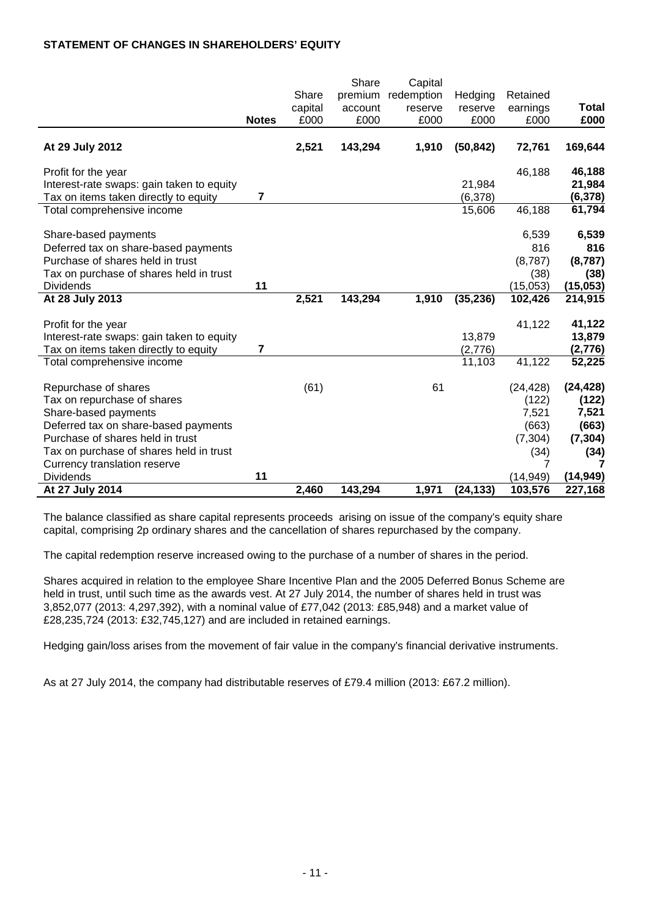**STATEMENT OF CHANGES IN SHAREHOLDERS' EQUITY**

| | Notes | Share capital £000 | Share premium account £000 | Capital redemption reserve £000 | Hedging reserve £000 | Retained earnings £000 | Total £000 |
|---|---|---|---|---|---|---|---|
| **At 29 July 2012** | | **2,521** | **143,294** | **1,910** | **(50,842)** | **72,761** | **169,644** |
| Profit for the year | | | | | | 46,188 | **46,188** |
| Interest-rate swaps: gain taken to equity | | | | | 21,984 | | **21,984** |
| Tax on items taken directly to equity | **7** | | | | (6,378) | | **(6,378)** |
| Total comprehensive income | | | | | 15,606 | 46,188 | **61,794** |
| Share-based payments | | | | | | 6,539 | **6,539** |
| Deferred tax on share-based payments | | | | | | 816 | **816** |
| Purchase of shares held in trust | | | | | | (8,787) | **(8,787)** |
| Tax on purchase of shares held in trust | | | | | | (38) | **(38)** |
| Dividends | **11** | | | | | (15,053) | **(15,053)** |
| **At 28 July 2013** | | **2,521** | **143,294** | **1,910** | **(35,236)** | **102,426** | **214,915** |
| Profit for the year | | | | | | 41,122 | **41,122** |
| Interest-rate swaps: gain taken to equity | | | | | 13,879 | | **13,879** |
| Tax on items taken directly to equity | **7** | | | | (2,776) | | **(2,776)** |
| Total comprehensive income | | | | | 11,103 | 41,122 | **52,225** |
| Repurchase of shares | | (61) | | 61 | | (24,428) | **(24,428)** |
| Tax on repurchase of shares | | | | | | (122) | **(122)** |
| Share-based payments | | | | | | 7,521 | **7,521** |
| Deferred tax on share-based payments | | | | | | (663) | **(663)** |
| Purchase of shares held in trust | | | | | | (7,304) | **(7,304)** |
| Tax on purchase of shares held in trust | | | | | | (34) | **(34)** |
| Currency translation reserve | | | | | | 7 | **7** |
| Dividends | **11** | | | | | (14,949) | **(14,949)** |
| **At 27 July 2014** | | **2,460** | **143,294** | **1,971** | **(24,133)** | **103,576** | **227,168** |

The balance classified as share capital represents proceeds arising on issue of the company's equity share capital, comprising 2p ordinary shares and the cancellation of shares repurchased by the company.

The capital redemption reserve increased owing to the purchase of a number of shares in the period.

Shares acquired in relation to the employee Share Incentive Plan and the 2005 Deferred Bonus Scheme are held in trust, until such time as the awards vest. At 27 July 2014, the number of shares held in trust was 3,852,077 (2013: 4,297,392), with a nominal value of £77,042 (2013: £85,948) and a market value of £28,235,724 (2013: £32,745,127) and are included in retained earnings.

Hedging gain/loss arises from the movement of fair value in the company's financial derivative instruments.

As at 27 July 2014, the company had distributable reserves of £79.4 million (2013: £67.2 million).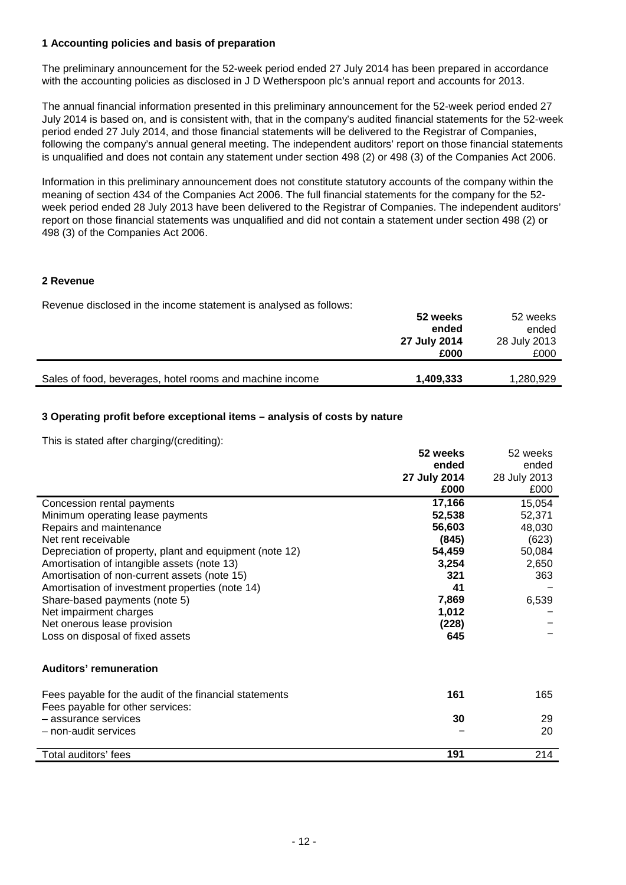## 1 Accounting policies and basis of preparation

The preliminary announcement for the 52-week period ended 27 July 2014 has been prepared in accordance with the accounting policies as disclosed in J D Wetherspoon plc's annual report and accounts for 2013.

The annual financial information presented in this preliminary announcement for the 52-week period ended 27 July 2014 is based on, and is consistent with, that in the company's audited financial statements for the 52-week period ended 27 July 2014, and those financial statements will be delivered to the Registrar of Companies, following the company's annual general meeting. The independent auditors' report on those financial statements is unqualified and does not contain any statement under section 498 (2) or 498 (3) of the Companies Act 2006.

Information in this preliminary announcement does not constitute statutory accounts of the company within the meaning of section 434 of the Companies Act 2006. The full financial statements for the company for the 52-week period ended 28 July 2013 have been delivered to the Registrar of Companies. The independent auditors' report on those financial statements was unqualified and did not contain a statement under section 498 (2) or 498 (3) of the Companies Act 2006.

## 2 Revenue

Revenue disclosed in the income statement is analysed as follows:

| | **52 weeks ended 27 July 2014 £000** | 52 weeks ended 28 July 2013 £000 |
|---|---|---|
| Sales of food, beverages, hotel rooms and machine income | **1,409,333** | 1,280,929 |

## 3 Operating profit before exceptional items – analysis of costs by nature

This is stated after charging/(crediting):

| | **52 weeks ended 27 July 2014 £000** | 52 weeks ended 28 July 2013 £000 |
|---|---|---|
| Concession rental payments | **17,166** | 15,054 |
| Minimum operating lease payments | **52,538** | 52,371 |
| Repairs and maintenance | **56,603** | 48,030 |
| Net rent receivable | **(845)** | (623) |
| Depreciation of property, plant and equipment (note 12) | **54,459** | 50,084 |
| Amortisation of intangible assets (note 13) | **3,254** | 2,650 |
| Amortisation of non-current assets (note 15) | **321** | 363 |
| Amortisation of investment properties (note 14) | **41** | – |
| Share-based payments (note 5) | **7,869** | 6,539 |
| Net impairment charges | **1,012** | – |
| Net onerous lease provision | **(228)** | – |
| Loss on disposal of fixed assets | **645** | – |
| **Auditors' remuneration** | | |
| Fees payable for the audit of the financial statements | **161** | 165 |
| Fees payable for other services: | | |
| – assurance services | **30** | 29 |
| – non-audit services | – | 20 |
| Total auditors' fees | **191** | 214 |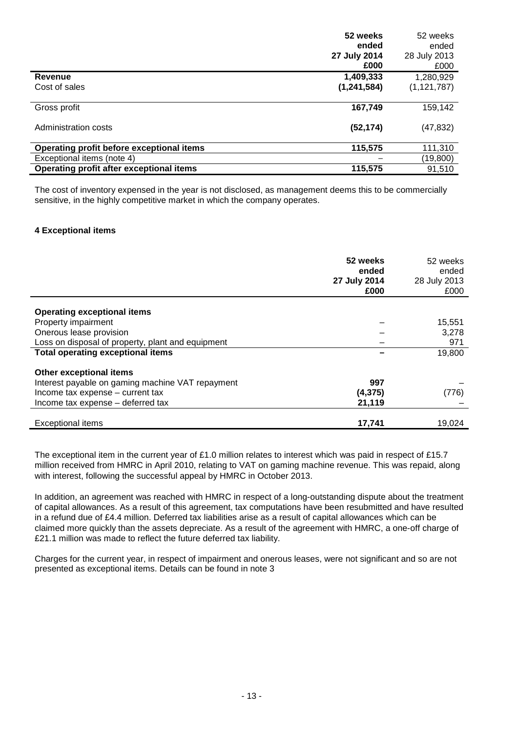| | 52 weeks ended 27 July 2014 £000 | 52 weeks ended 28 July 2013 £000 |
|---|---|---|
| **Revenue** | **1,409,333** | 1,280,929 |
| Cost of sales | **(1,241,584)** | (1,121,787) |
| Gross profit | **167,749** | 159,142 |
| Administration costs | **(52,174)** | (47,832) |
| **Operating profit before exceptional items** | **115,575** | 111,310 |
| Exceptional items (note 4) | – | (19,800) |
| **Operating profit after exceptional items** | **115,575** | 91,510 |

The cost of inventory expensed in the year is not disclosed, as management deems this to be commercially sensitive, in the highly competitive market in which the company operates.

### 4 Exceptional items

| | 52 weeks ended 27 July 2014 £000 | 52 weeks ended 28 July 2013 £000 |
|---|---|---|
| **Operating exceptional items** | | |
| Property impairment | – | 15,551 |
| Onerous lease provision | – | 3,278 |
| Loss on disposal of property, plant and equipment | – | 971 |
| **Total operating exceptional items** | **–** | 19,800 |
| **Other exceptional items** | | |
| Interest payable on gaming machine VAT repayment | **997** | – |
| Income tax expense – current tax | **(4,375)** | (776) |
| Income tax expense – deferred tax | **21,119** | – |
| Exceptional items | **17,741** | 19,024 |

The exceptional item in the current year of £1.0 million relates to interest which was paid in respect of £15.7 million received from HMRC in April 2010, relating to VAT on gaming machine revenue. This was repaid, along with interest, following the successful appeal by HMRC in October 2013.

In addition, an agreement was reached with HMRC in respect of a long-outstanding dispute about the treatment of capital allowances. As a result of this agreement, tax computations have been resubmitted and have resulted in a refund due of £4.4 million. Deferred tax liabilities arise as a result of capital allowances which can be claimed more quickly than the assets depreciate. As a result of the agreement with HMRC, a one-off charge of £21.1 million was made to reflect the future deferred tax liability.

Charges for the current year, in respect of impairment and onerous leases, were not significant and so are not presented as exceptional items. Details can be found in note 3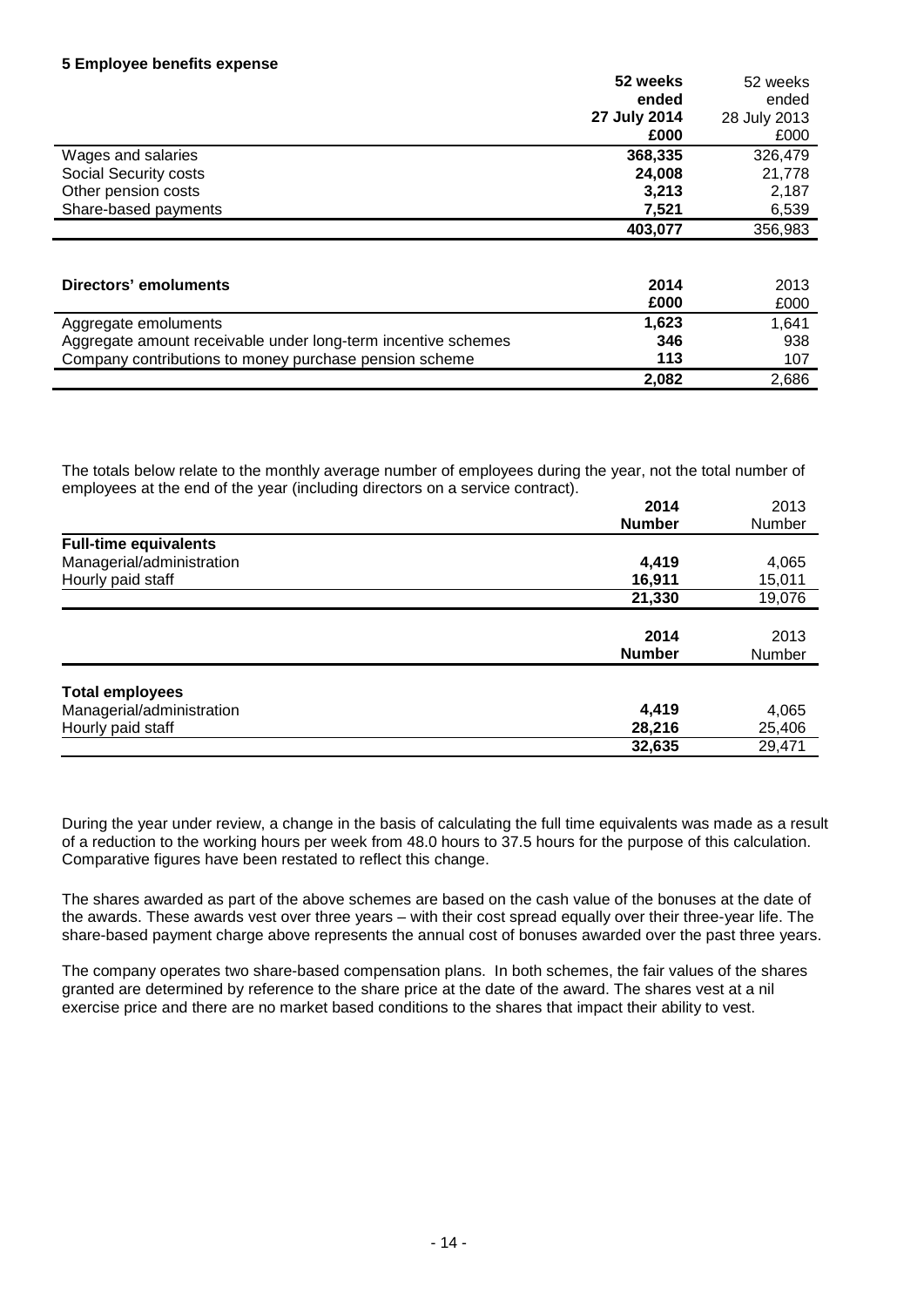**5 Employee benefits expense**

| | 52 weeks ended 27 July 2014 £000 | 52 weeks ended 28 July 2013 £000 |
|---|---|---|
| Wages and salaries | **368,335** | 326,479 |
| Social Security costs | **24,008** | 21,778 |
| Other pension costs | **3,213** | 2,187 |
| Share-based payments | **7,521** | 6,539 |
| | **403,077** | 356,983 |

| **Directors' emoluments** | 2014 £000 | 2013 £000 |
|---|---|---|
| Aggregate emoluments | **1,623** | 1,641 |
| Aggregate amount receivable under long-term incentive schemes | **346** | 938 |
| Company contributions to money purchase pension scheme | **113** | 107 |
| | **2,082** | 2,686 |

The totals below relate to the monthly average number of employees during the year, not the total number of employees at the end of the year (including directors on a service contract).

| | 2014 Number | 2013 Number |
|---|---|---|
| **Full-time equivalents** | | |
| Managerial/administration | **4,419** | 4,065 |
| Hourly paid staff | **16,911** | 15,011 |
| | **21,330** | 19,076 |

| | 2014 Number | 2013 Number |
|---|---|---|
| **Total employees** | | |
| Managerial/administration | **4,419** | 4,065 |
| Hourly paid staff | **28,216** | 25,406 |
| | **32,635** | 29,471 |

During the year under review, a change in the basis of calculating the full time equivalents was made as a result of a reduction to the working hours per week from 48.0 hours to 37.5 hours for the purpose of this calculation. Comparative figures have been restated to reflect this change.

The shares awarded as part of the above schemes are based on the cash value of the bonuses at the date of the awards. These awards vest over three years – with their cost spread equally over their three-year life. The share-based payment charge above represents the annual cost of bonuses awarded over the past three years.

The company operates two share-based compensation plans. In both schemes, the fair values of the shares granted are determined by reference to the share price at the date of the award. The shares vest at a nil exercise price and there are no market based conditions to the shares that impact their ability to vest.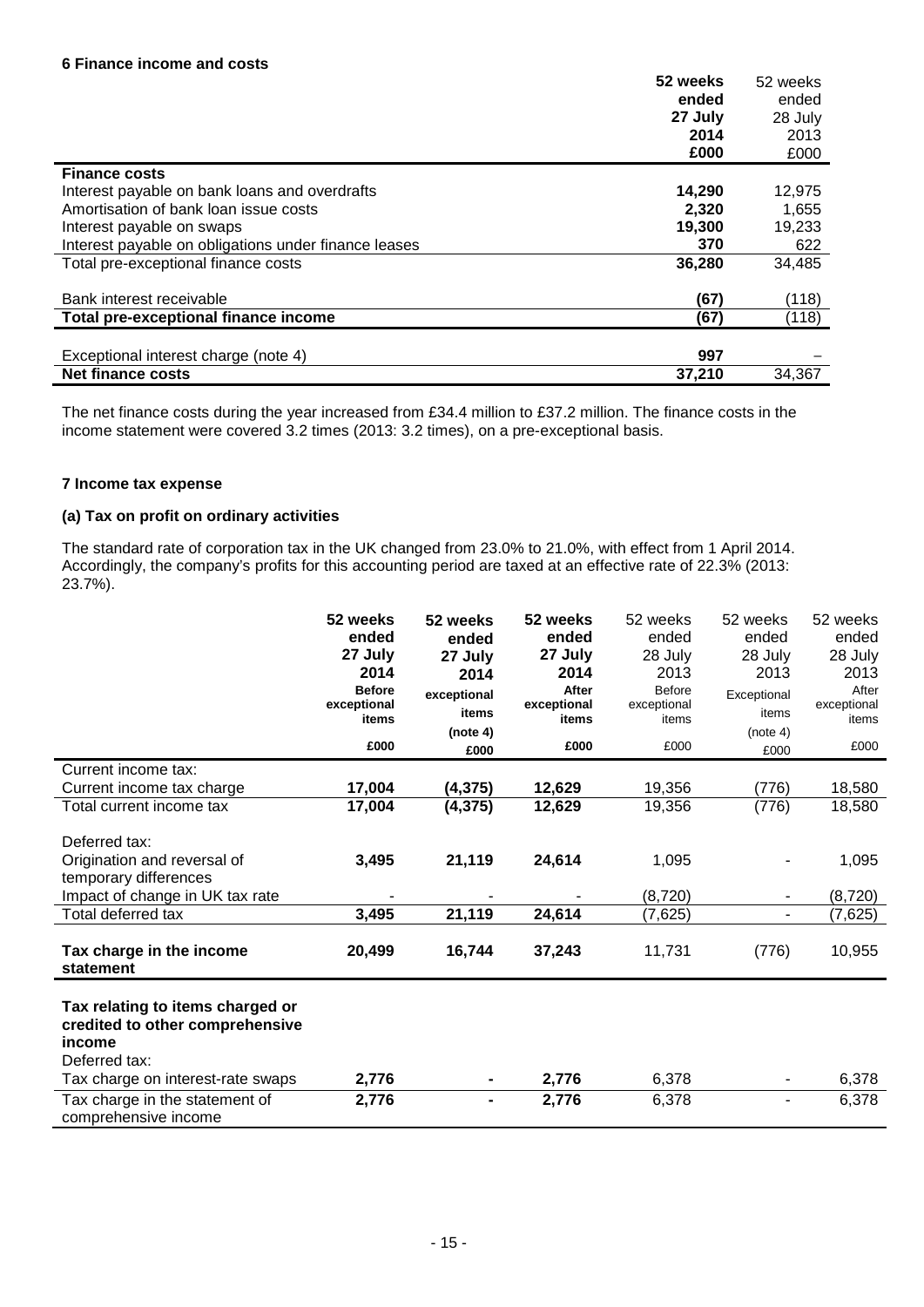### 6 Finance income and costs

| | 52 weeks ended 27 July 2014 £000 | 52 weeks ended 28 July 2013 £000 |
|---|---|---|
| **Finance costs** | | |
| Interest payable on bank loans and overdrafts | **14,290** | 12,975 |
| Amortisation of bank loan issue costs | **2,320** | 1,655 |
| Interest payable on swaps | **19,300** | 19,233 |
| Interest payable on obligations under finance leases | **370** | 622 |
| Total pre-exceptional finance costs | **36,280** | 34,485 |
| | | |
| Bank interest receivable | **(67)** | (118) |
| **Total pre-exceptional finance income** | **(67)** | (118) |
| | | |
| Exceptional interest charge (note 4) | **997** | – |
| **Net finance costs** | **37,210** | 34,367 |

The net finance costs during the year increased from £34.4 million to £37.2 million. The finance costs in the income statement were covered 3.2 times (2013: 3.2 times), on a pre-exceptional basis.

### 7 Income tax expense

#### (a) Tax on profit on ordinary activities

The standard rate of corporation tax in the UK changed from 23.0% to 21.0%, with effect from 1 April 2014. Accordingly, the company's profits for this accounting period are taxed at an effective rate of 22.3% (2013: 23.7%).

| | 52 weeks ended 27 July 2014 Before exceptional items £000 | 52 weeks ended 27 July 2014 exceptional items (note 4) £000 | 52 weeks ended 27 July 2014 After exceptional items £000 | 52 weeks ended 28 July 2013 Before exceptional items £000 | 52 weeks ended 28 July 2013 Exceptional items (note 4) £000 | 52 weeks ended 28 July 2013 After exceptional items £000 |
|---|---|---|---|---|---|---|
| Current income tax: | | | | | | |
| Current income tax charge | **17,004** | **(4,375)** | **12,629** | 19,356 | (776) | 18,580 |
| Total current income tax | **17,004** | **(4,375)** | **12,629** | 19,356 | (776) | 18,580 |
| | | | | | | |
| Deferred tax: | | | | | | |
| Origination and reversal of temporary differences | **3,495** | **21,119** | **24,614** | 1,095 | - | 1,095 |
| Impact of change in UK tax rate | - | - | - | (8,720) | - | (8,720) |
| Total deferred tax | **3,495** | **21,119** | **24,614** | (7,625) | - | (7,625) |
| | | | | | | |
| **Tax charge in the income statement** | **20,499** | **16,744** | **37,243** | 11,731 | (776) | 10,955 |
| | | | | | | |
| **Tax relating to items charged or credited to other comprehensive income** | | | | | | |
| Deferred tax: | | | | | | |
| Tax charge on interest-rate swaps | **2,776** | **-** | **2,776** | 6,378 | - | 6,378 |
| Tax charge in the statement of comprehensive income | **2,776** | **-** | **2,776** | 6,378 | - | 6,378 |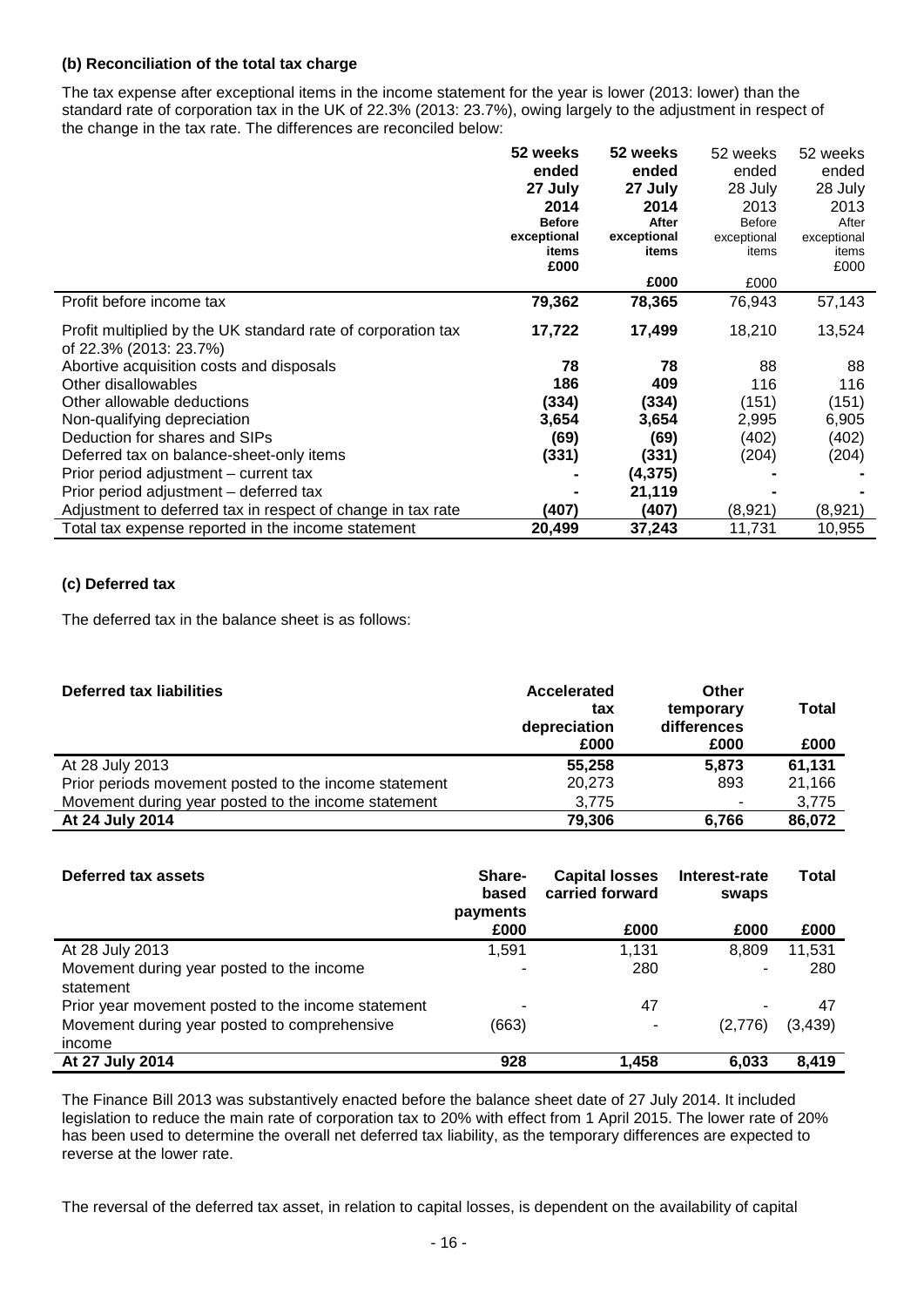**(b) Reconciliation of the total tax charge**

The tax expense after exceptional items in the income statement for the year is lower (2013: lower) than the standard rate of corporation tax in the UK of 22.3% (2013: 23.7%), owing largely to the adjustment in respect of the change in the tax rate. The differences are reconciled below:

| | 52 weeks ended 27 July 2014 Before exceptional items £000 | 52 weeks ended 27 July 2014 After exceptional items £000 | 52 weeks ended 28 July 2013 Before exceptional items £000 | 52 weeks ended 28 July 2013 After exceptional items £000 |
|---|---|---|---|---|
| Profit before income tax | **79,362** | **78,365** | 76,943 | 57,143 |
| Profit multiplied by the UK standard rate of corporation tax of 22.3% (2013: 23.7%) | **17,722** | **17,499** | 18,210 | 13,524 |
| Abortive acquisition costs and disposals | **78** | **78** | 88 | 88 |
| Other disallowables | **186** | **409** | 116 | 116 |
| Other allowable deductions | **(334)** | **(334)** | (151) | (151) |
| Non-qualifying depreciation | **3,654** | **3,654** | 2,995 | 6,905 |
| Deduction for shares and SIPs | **(69)** | **(69)** | (402) | (402) |
| Deferred tax on balance-sheet-only items | **(331)** | **(331)** | (204) | (204) |
| Prior period adjustment – current tax | **-** | **(4,375)** | **-** | **-** |
| Prior period adjustment – deferred tax | **-** | **21,119** | **-** | **-** |
| Adjustment to deferred tax in respect of change in tax rate | **(407)** | **(407)** | (8,921) | (8,921) |
| Total tax expense reported in the income statement | **20,499** | **37,243** | 11,731 | 10,955 |

**(c) Deferred tax**

The deferred tax in the balance sheet is as follows:

| **Deferred tax liabilities** | Accelerated tax depreciation £000 | Other temporary differences £000 | Total £000 |
|---|---|---|---|
| At 28 July 2013 | **55,258** | **5,873** | **61,131** |
| Prior periods movement posted to the income statement | 20,273 | 893 | 21,166 |
| Movement during year posted to the income statement | 3,775 | - | 3,775 |
| **At 24 July 2014** | **79,306** | **6,766** | **86,072** |

| **Deferred tax assets** | Share-based payments £000 | Capital losses carried forward £000 | Interest-rate swaps £000 | Total £000 |
|---|---|---|---|---|
| At 28 July 2013 | 1,591 | 1,131 | 8,809 | 11,531 |
| Movement during year posted to the income statement | - | 280 | - | 280 |
| Prior year movement posted to the income statement | - | 47 | - | 47 |
| Movement during year posted to comprehensive income | (663) | - | (2,776) | (3,439) |
| **At 27 July 2014** | **928** | **1,458** | **6,033** | **8,419** |

The Finance Bill 2013 was substantively enacted before the balance sheet date of 27 July 2014. It included legislation to reduce the main rate of corporation tax to 20% with effect from 1 April 2015. The lower rate of 20% has been used to determine the overall net deferred tax liability, as the temporary differences are expected to reverse at the lower rate.

The reversal of the deferred tax asset, in relation to capital losses, is dependent on the availability of capital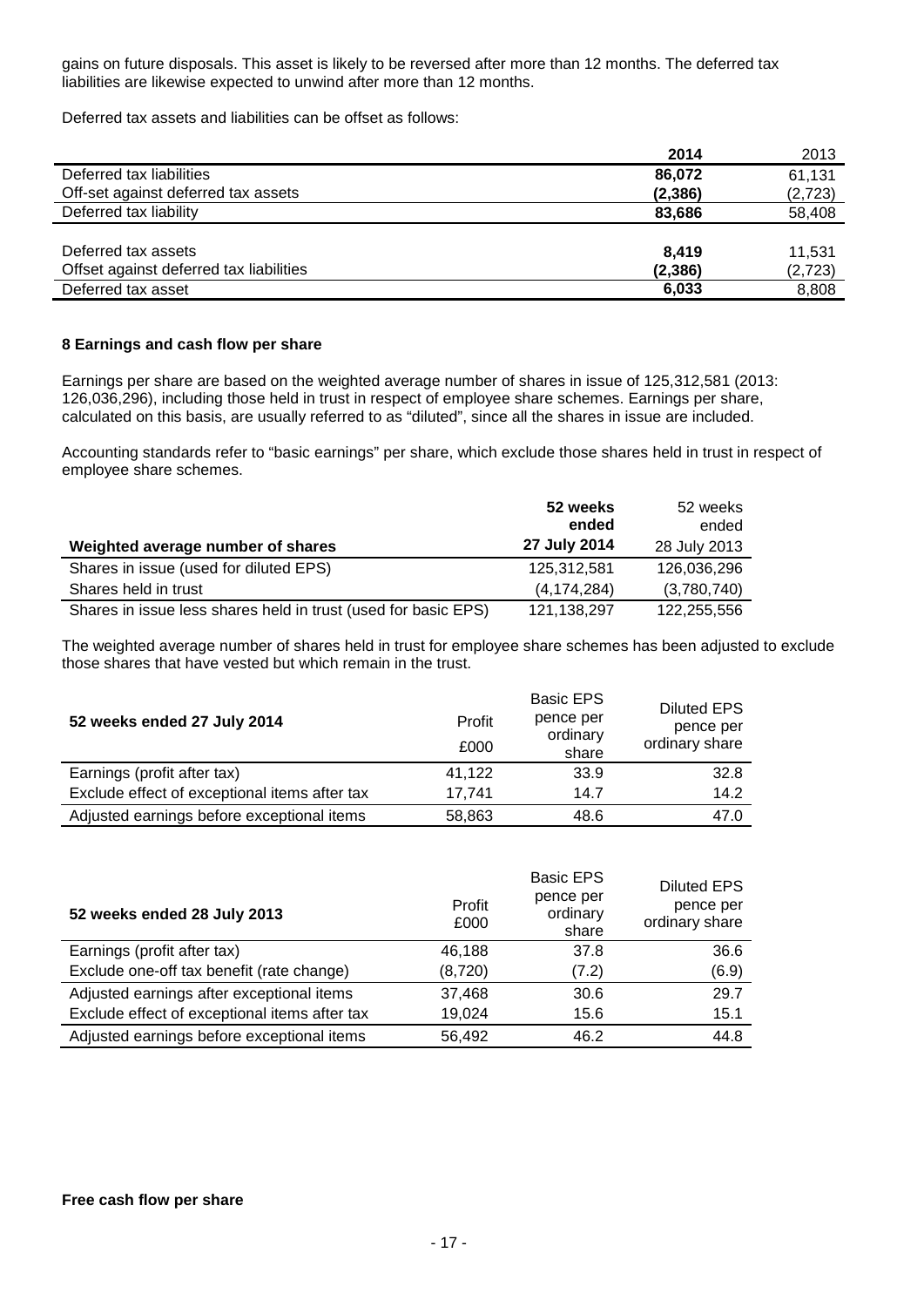gains on future disposals. This asset is likely to be reversed after more than 12 months. The deferred tax liabilities are likewise expected to unwind after more than 12 months.

Deferred tax assets and liabilities can be offset as follows:

| | 2014 | 2013 |
|---|---|---|
| Deferred tax liabilities | **86,072** | 61,131 |
| Off-set against deferred tax assets | **(2,386)** | (2,723) |
| Deferred tax liability | **83,686** | 58,408 |
| | | |
| Deferred tax assets | **8,419** | 11,531 |
| Offset against deferred tax liabilities | **(2,386)** | (2,723) |
| Deferred tax asset | **6,033** | 8,808 |

**8 Earnings and cash flow per share**

Earnings per share are based on the weighted average number of shares in issue of 125,312,581 (2013: 126,036,296), including those held in trust in respect of employee share schemes. Earnings per share, calculated on this basis, are usually referred to as "diluted", since all the shares in issue are included.

Accounting standards refer to "basic earnings" per share, which exclude those shares held in trust in respect of employee share schemes.

| **Weighted average number of shares** | **52 weeks ended 27 July 2014** | 52 weeks ended 28 July 2013 |
|---|---|---|
| Shares in issue (used for diluted EPS) | 125,312,581 | 126,036,296 |
| Shares held in trust | (4,174,284) | (3,780,740) |
| Shares in issue less shares held in trust (used for basic EPS) | 121,138,297 | 122,255,556 |

The weighted average number of shares held in trust for employee share schemes has been adjusted to exclude those shares that have vested but which remain in the trust.

| **52 weeks ended 27 July 2014** | Profit £000 | Basic EPS pence per ordinary share | Diluted EPS pence per ordinary share |
|---|---|---|---|
| Earnings (profit after tax) | 41,122 | 33.9 | 32.8 |
| Exclude effect of exceptional items after tax | 17,741 | 14.7 | 14.2 |
| Adjusted earnings before exceptional items | 58,863 | 48.6 | 47.0 |

| **52 weeks ended 28 July 2013** | Profit £000 | Basic EPS pence per ordinary share | Diluted EPS pence per ordinary share |
|---|---|---|---|
| Earnings (profit after tax) | 46,188 | 37.8 | 36.6 |
| Exclude one-off tax benefit (rate change) | (8,720) | (7.2) | (6.9) |
| Adjusted earnings after exceptional items | 37,468 | 30.6 | 29.7 |
| Exclude effect of exceptional items after tax | 19,024 | 15.6 | 15.1 |
| Adjusted earnings before exceptional items | 56,492 | 46.2 | 44.8 |

**Free cash flow per share**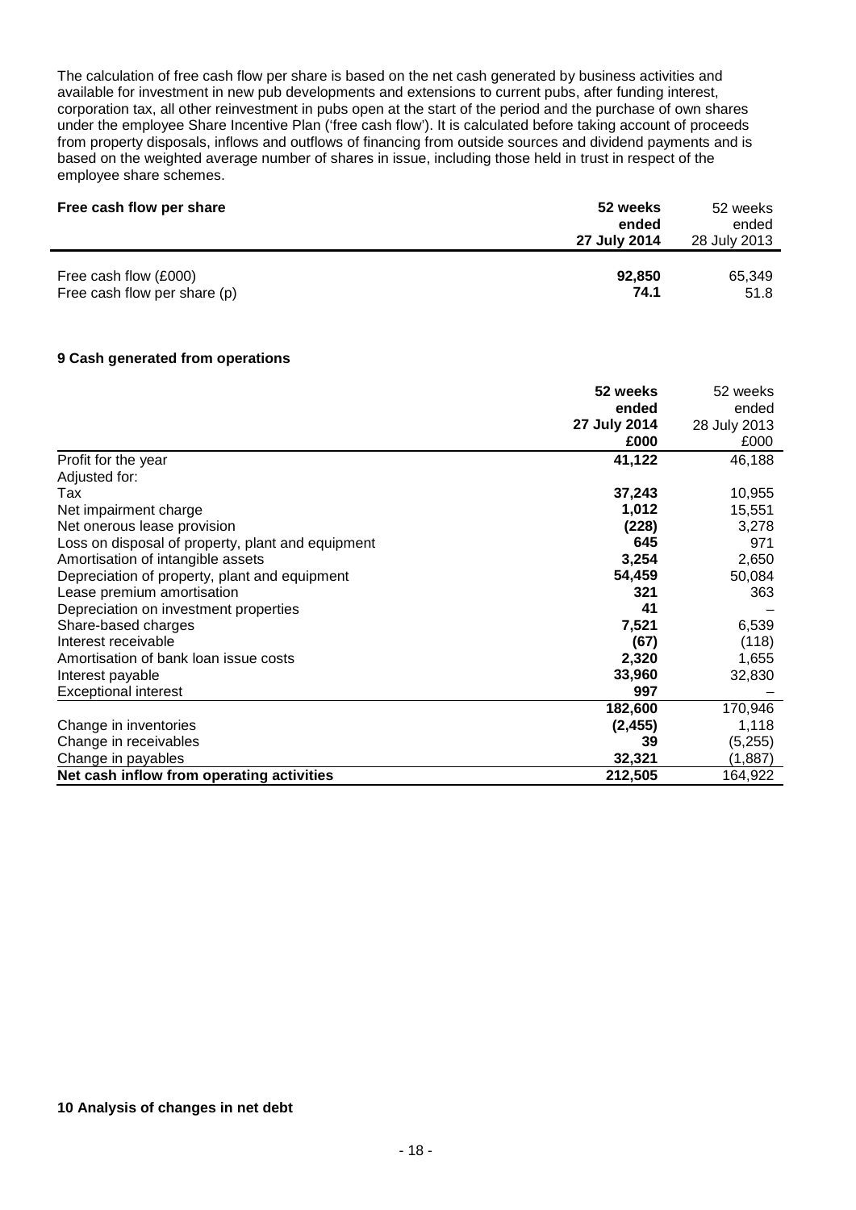The calculation of free cash flow per share is based on the net cash generated by business activities and available for investment in new pub developments and extensions to current pubs, after funding interest, corporation tax, all other reinvestment in pubs open at the start of the period and the purchase of own shares under the employee Share Incentive Plan ('free cash flow'). It is calculated before taking account of proceeds from property disposals, inflows and outflows of financing from outside sources and dividend payments and is based on the weighted average number of shares in issue, including those held in trust in respect of the employee share schemes.

| Free cash flow per share | 52 weeks ended 27 July 2014 | 52 weeks ended 28 July 2013 |
|---|---|---|
| Free cash flow (£000) | **92,850** | 65,349 |
| Free cash flow per share (p) | **74.1** | 51.8 |

## 9 Cash generated from operations

| | 52 weeks ended 27 July 2014 £000 | 52 weeks ended 28 July 2013 £000 |
|---|---|---|
| Profit for the year | **41,122** | 46,188 |
| Adjusted for: | | |
| Tax | **37,243** | 10,955 |
| Net impairment charge | **1,012** | 15,551 |
| Net onerous lease provision | **(228)** | 3,278 |
| Loss on disposal of property, plant and equipment | **645** | 971 |
| Amortisation of intangible assets | **3,254** | 2,650 |
| Depreciation of property, plant and equipment | **54,459** | 50,084 |
| Lease premium amortisation | **321** | 363 |
| Depreciation on investment properties | **41** | – |
| Share-based charges | **7,521** | 6,539 |
| Interest receivable | **(67)** | (118) |
| Amortisation of bank loan issue costs | **2,320** | 1,655 |
| Interest payable | **33,960** | 32,830 |
| Exceptional interest | **997** | – |
| | **182,600** | 170,946 |
| Change in inventories | **(2,455)** | 1,118 |
| Change in receivables | **39** | (5,255) |
| Change in payables | **32,321** | (1,887) |
| **Net cash inflow from operating activities** | **212,505** | 164,922 |

## 10 Analysis of changes in net debt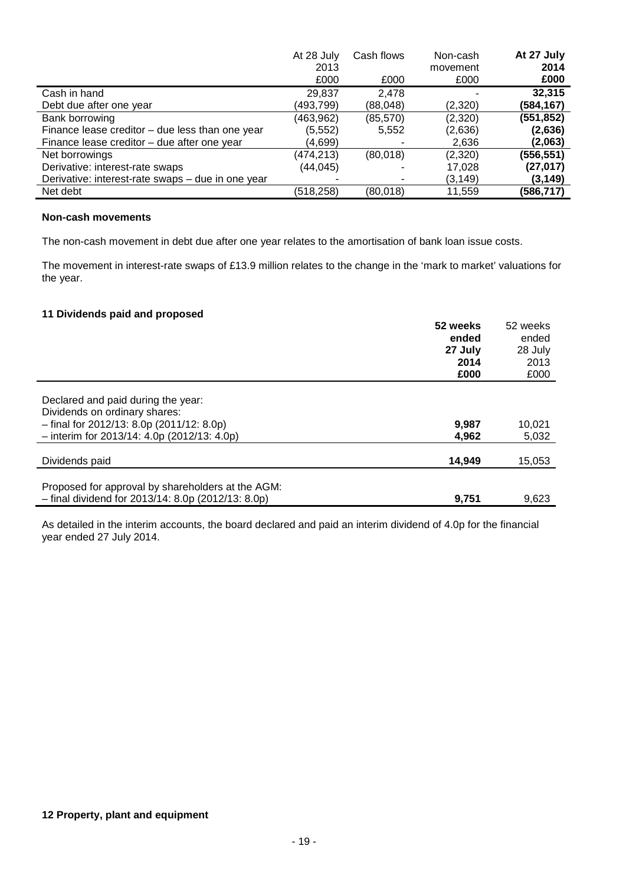| | At 28 July 2013 £000 | Cash flows £000 | Non-cash movement £000 | **At 27 July 2014 £000** |
|---|---|---|---|---|
| Cash in hand | 29,837 | 2,478 | - | **32,315** |
| Debt due after one year | (493,799) | (88,048) | (2,320) | **(584,167)** |
| Bank borrowing | (463,962) | (85,570) | (2,320) | **(551,852)** |
| Finance lease creditor – due less than one year | (5,552) | 5,552 | (2,636) | **(2,636)** |
| Finance lease creditor – due after one year | (4,699) | - | 2,636 | **(2,063)** |
| Net borrowings | (474,213) | (80,018) | (2,320) | **(556,551)** |
| Derivative: interest-rate swaps | (44,045) | - | 17,028 | **(27,017)** |
| Derivative: interest-rate swaps – due in one year | - | - | (3,149) | **(3,149)** |
| Net debt | (518,258) | (80,018) | 11,559 | **(586,717)** |

**Non-cash movements**

The non-cash movement in debt due after one year relates to the amortisation of bank loan issue costs.

The movement in interest-rate swaps of £13.9 million relates to the change in the 'mark to market' valuations for the year.

**11 Dividends paid and proposed**

| | **52 weeks ended 27 July 2014 £000** | 52 weeks ended 28 July 2013 £000 |
|---|---|---|
| Declared and paid during the year: | | |
| Dividends on ordinary shares: | | |
| – final for 2012/13: 8.0p (2011/12: 8.0p) | **9,987** | 10,021 |
| – interim for 2013/14: 4.0p (2012/13: 4.0p) | **4,962** | 5,032 |
| Dividends paid | **14,949** | 15,053 |
| Proposed for approval by shareholders at the AGM: | | |
| – final dividend for 2013/14: 8.0p (2012/13: 8.0p) | **9,751** | 9,623 |

As detailed in the interim accounts, the board declared and paid an interim dividend of 4.0p for the financial year ended 27 July 2014.

**12 Property, plant and equipment**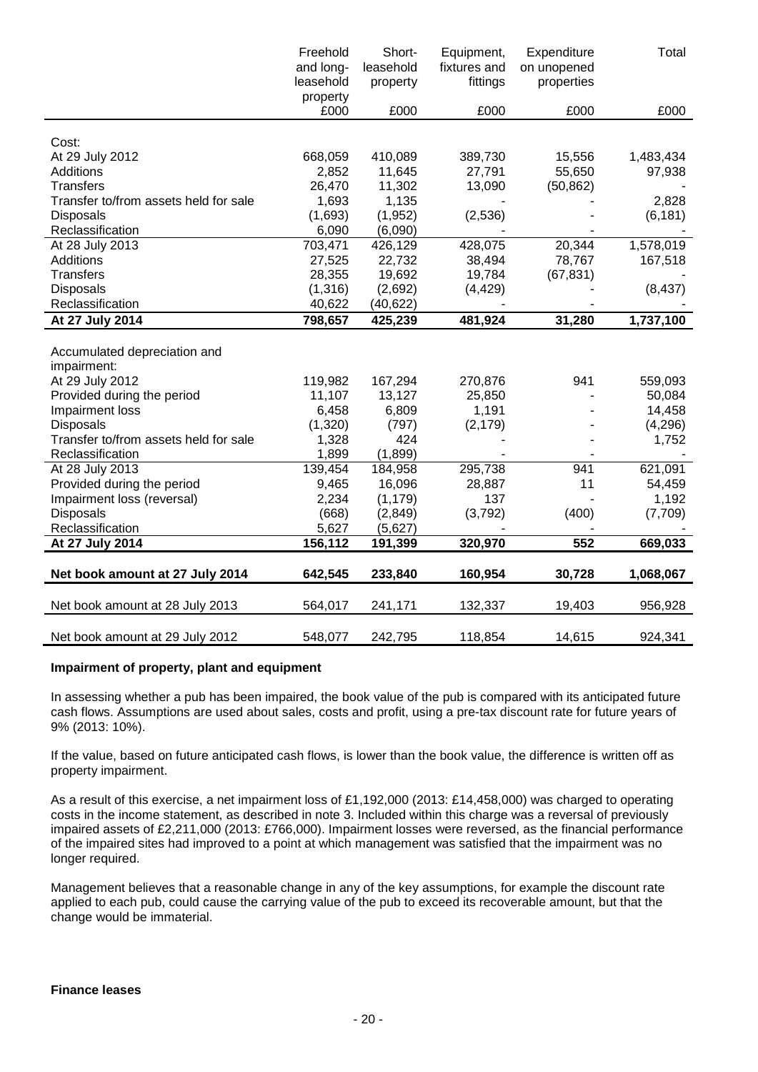| | Freehold and long-leasehold property | Short-leasehold property | Equipment, fixtures and fittings | Expenditure on unopened properties | Total |
|---|---|---|---|---|---|
| | £000 | £000 | £000 | £000 | £000 |
| **Cost:** | | | | | |
| At 29 July 2012 | 668,059 | 410,089 | 389,730 | 15,556 | 1,483,434 |
| Additions | 2,852 | 11,645 | 27,791 | 55,650 | 97,938 |
| Transfers | 26,470 | 11,302 | 13,090 | (50,862) | - |
| Transfer to/from assets held for sale | 1,693 | 1,135 | - | - | 2,828 |
| Disposals | (1,693) | (1,952) | (2,536) | - | (6,181) |
| Reclassification | 6,090 | (6,090) | - | - | - |
| At 28 July 2013 | 703,471 | 426,129 | 428,075 | 20,344 | 1,578,019 |
| Additions | 27,525 | 22,732 | 38,494 | 78,767 | 167,518 |
| Transfers | 28,355 | 19,692 | 19,784 | (67,831) | - |
| Disposals | (1,316) | (2,692) | (4,429) | - | (8,437) |
| Reclassification | 40,622 | (40,622) | - | - | - |
| **At 27 July 2014** | **798,657** | **425,239** | **481,924** | **31,280** | **1,737,100** |
| **Accumulated depreciation and impairment:** | | | | | |
| At 29 July 2012 | 119,982 | 167,294 | 270,876 | 941 | 559,093 |
| Provided during the period | 11,107 | 13,127 | 25,850 | - | 50,084 |
| Impairment loss | 6,458 | 6,809 | 1,191 | - | 14,458 |
| Disposals | (1,320) | (797) | (2,179) | - | (4,296) |
| Transfer to/from assets held for sale | 1,328 | 424 | - | - | 1,752 |
| Reclassification | 1,899 | (1,899) | - | - | - |
| At 28 July 2013 | 139,454 | 184,958 | 295,738 | 941 | 621,091 |
| Provided during the period | 9,465 | 16,096 | 28,887 | 11 | 54,459 |
| Impairment loss (reversal) | 2,234 | (1,179) | 137 | - | 1,192 |
| Disposals | (668) | (2,849) | (3,792) | (400) | (7,709) |
| Reclassification | 5,627 | (5,627) | - | - | - |
| **At 27 July 2014** | **156,112** | **191,399** | **320,970** | **552** | **669,033** |
| **Net book amount at 27 July 2014** | **642,545** | **233,840** | **160,954** | **30,728** | **1,068,067** |
| Net book amount at 28 July 2013 | 564,017 | 241,171 | 132,337 | 19,403 | 956,928 |
| Net book amount at 29 July 2012 | 548,077 | 242,795 | 118,854 | 14,615 | 924,341 |

**Impairment of property, plant and equipment**

In assessing whether a pub has been impaired, the book value of the pub is compared with its anticipated future cash flows. Assumptions are used about sales, costs and profit, using a pre-tax discount rate for future years of 9% (2013: 10%).

If the value, based on future anticipated cash flows, is lower than the book value, the difference is written off as property impairment.

As a result of this exercise, a net impairment loss of £1,192,000 (2013: £14,458,000) was charged to operating costs in the income statement, as described in note 3. Included within this charge was a reversal of previously impaired assets of £2,211,000 (2013: £766,000). Impairment losses were reversed, as the financial performance of the impaired sites had improved to a point at which management was satisfied that the impairment was no longer required.

Management believes that a reasonable change in any of the key assumptions, for example the discount rate applied to each pub, could cause the carrying value of the pub to exceed its recoverable amount, but that the change would be immaterial.

**Finance leases**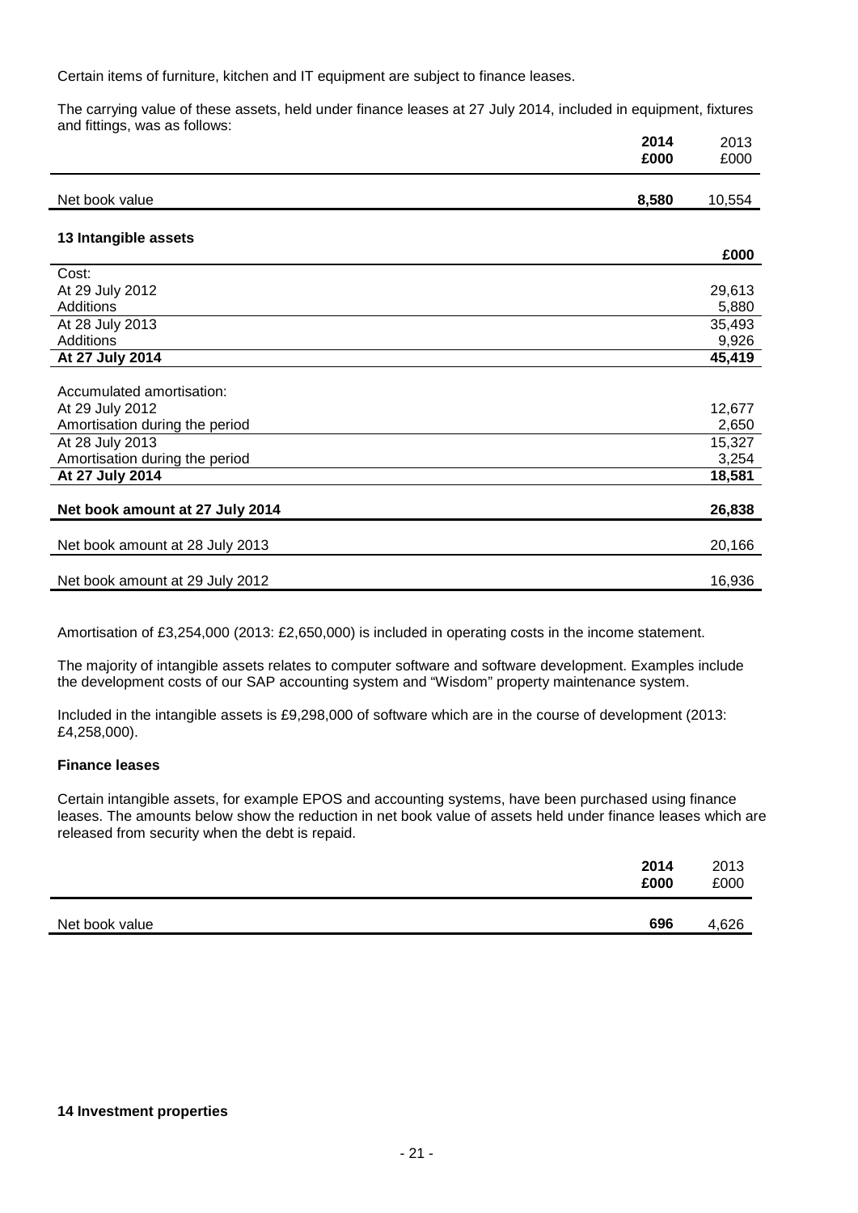Certain items of furniture, kitchen and IT equipment are subject to finance leases.

The carrying value of these assets, held under finance leases at 27 July 2014, included in equipment, fixtures and fittings, was as follows:

| | **2014 £000** | 2013 £000 |
|---|---|---|
| Net book value | **8,580** | 10,554 |

### 13 Intangible assets

| | **£000** |
|---|---|
| Cost: | |
| At 29 July 2012 | 29,613 |
| Additions | 5,880 |
| At 28 July 2013 | 35,493 |
| Additions | 9,926 |
| **At 27 July 2014** | **45,419** |
| | |
| Accumulated amortisation: | |
| At 29 July 2012 | 12,677 |
| Amortisation during the period | 2,650 |
| At 28 July 2013 | 15,327 |
| Amortisation during the period | 3,254 |
| **At 27 July 2014** | **18,581** |
| | |
| **Net book amount at 27 July 2014** | **26,838** |
| | |
| Net book amount at 28 July 2013 | 20,166 |
| | |
| Net book amount at 29 July 2012 | 16,936 |

Amortisation of £3,254,000 (2013: £2,650,000) is included in operating costs in the income statement.

The majority of intangible assets relates to computer software and software development. Examples include the development costs of our SAP accounting system and "Wisdom" property maintenance system.

Included in the intangible assets is £9,298,000 of software which are in the course of development (2013: £4,258,000).

**Finance leases**

Certain intangible assets, for example EPOS and accounting systems, have been purchased using finance leases. The amounts below show the reduction in net book value of assets held under finance leases which are released from security when the debt is repaid.

| | **2014 £000** | 2013 £000 |
|---|---|---|
| Net book value | **696** | 4,626 |

### 14 Investment properties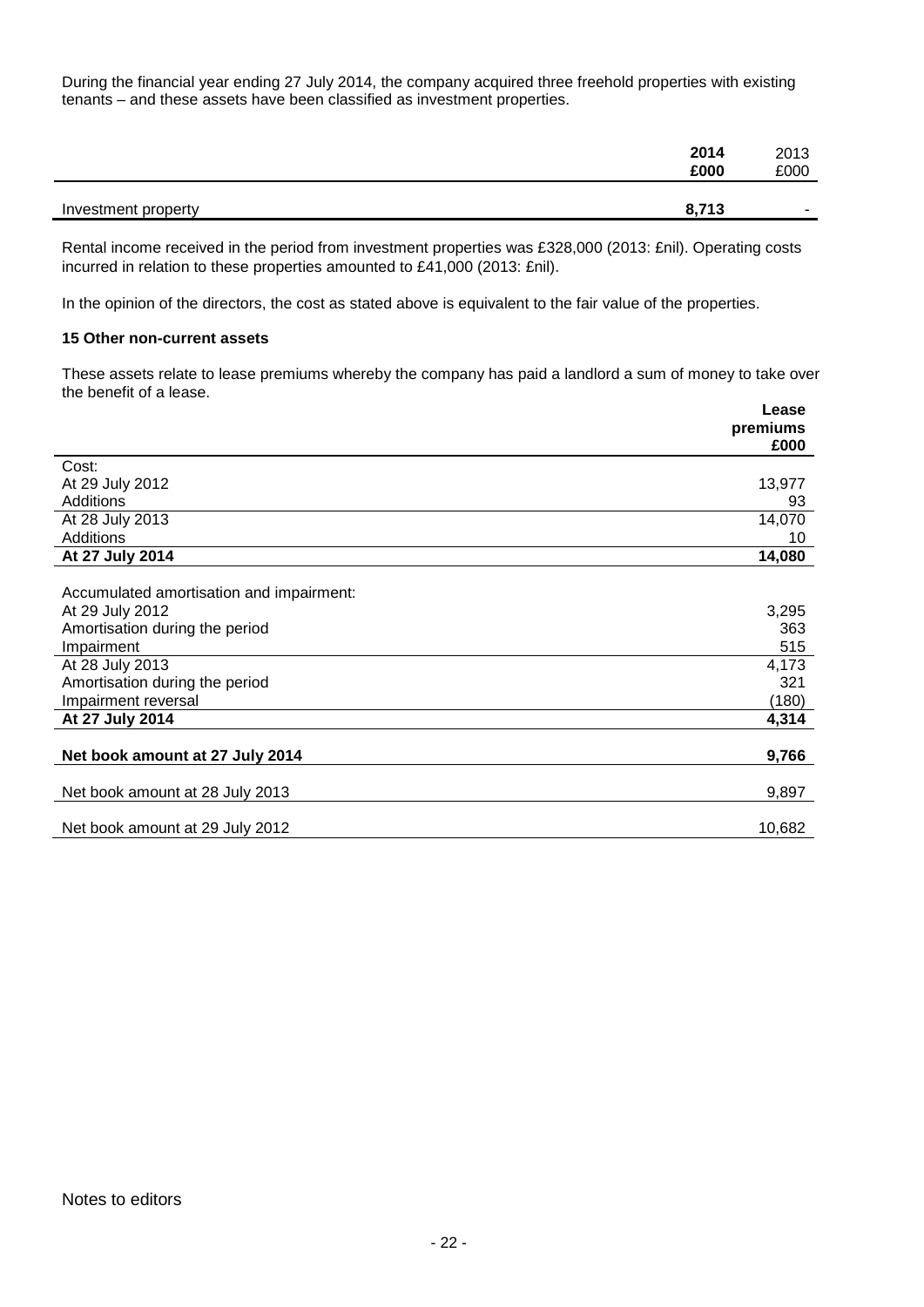During the financial year ending 27 July 2014, the company acquired three freehold properties with existing tenants – and these assets have been classified as investment properties.

| | 2014 £000 | 2013 £000 |
|---|---|---|
| Investment property | **8,713** | - |

Rental income received in the period from investment properties was £328,000 (2013: £nil). Operating costs incurred in relation to these properties amounted to £41,000 (2013: £nil).

In the opinion of the directors, the cost as stated above is equivalent to the fair value of the properties.

**15 Other non-current assets**

These assets relate to lease premiums whereby the company has paid a landlord a sum of money to take over the benefit of a lease.

| | Lease premiums £000 |
|---|---|
| Cost: | |
| At 29 July 2012 | 13,977 |
| Additions | 93 |
| At 28 July 2013 | 14,070 |
| Additions | 10 |
| **At 27 July 2014** | **14,080** |
| | |
| Accumulated amortisation and impairment: | |
| At 29 July 2012 | 3,295 |
| Amortisation during the period | 363 |
| Impairment | 515 |
| At 28 July 2013 | 4,173 |
| Amortisation during the period | 321 |
| Impairment reversal | (180) |
| **At 27 July 2014** | **4,314** |
| | |
| **Net book amount at 27 July 2014** | **9,766** |
| Net book amount at 28 July 2013 | 9,897 |
| Net book amount at 29 July 2012 | 10,682 |

Notes to editors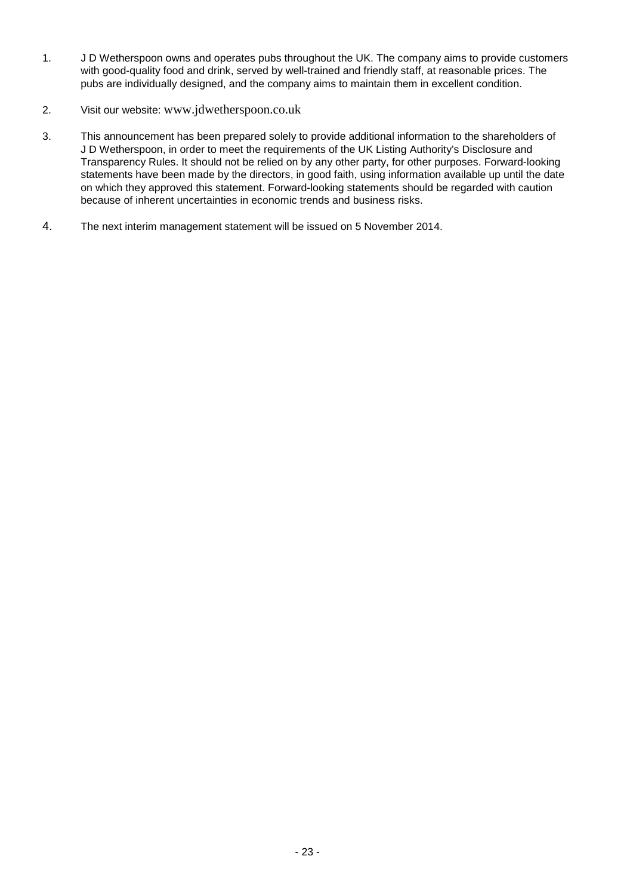1. J D Wetherspoon owns and operates pubs throughout the UK. The company aims to provide customers with good-quality food and drink, served by well-trained and friendly staff, at reasonable prices. The pubs are individually designed, and the company aims to maintain them in excellent condition.

2. Visit our website: www.jdwetherspoon.co.uk

3. This announcement has been prepared solely to provide additional information to the shareholders of J D Wetherspoon, in order to meet the requirements of the UK Listing Authority's Disclosure and Transparency Rules. It should not be relied on by any other party, for other purposes. Forward-looking statements have been made by the directors, in good faith, using information available up until the date on which they approved this statement. Forward-looking statements should be regarded with caution because of inherent uncertainties in economic trends and business risks.

4. The next interim management statement will be issued on 5 November 2014.